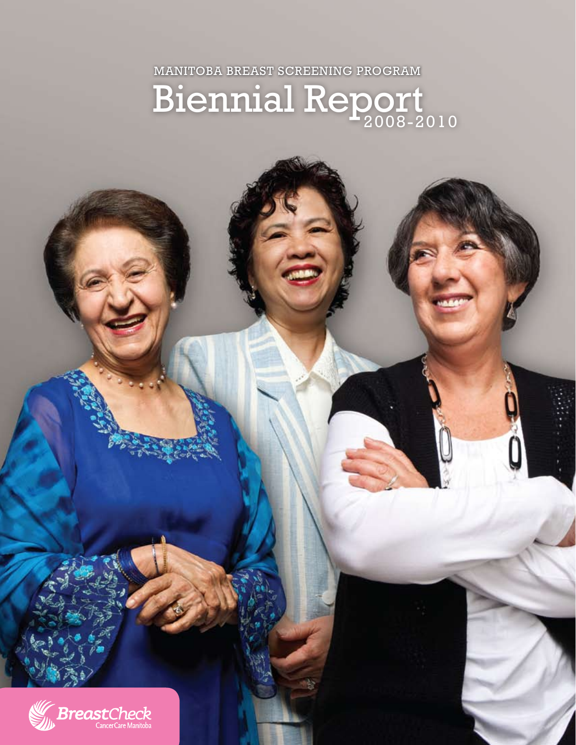MANITOBA BREAST SCREENING PROGRAM

# Biennial Report 2008-2010

BreastCheck
CancerCare Manitoba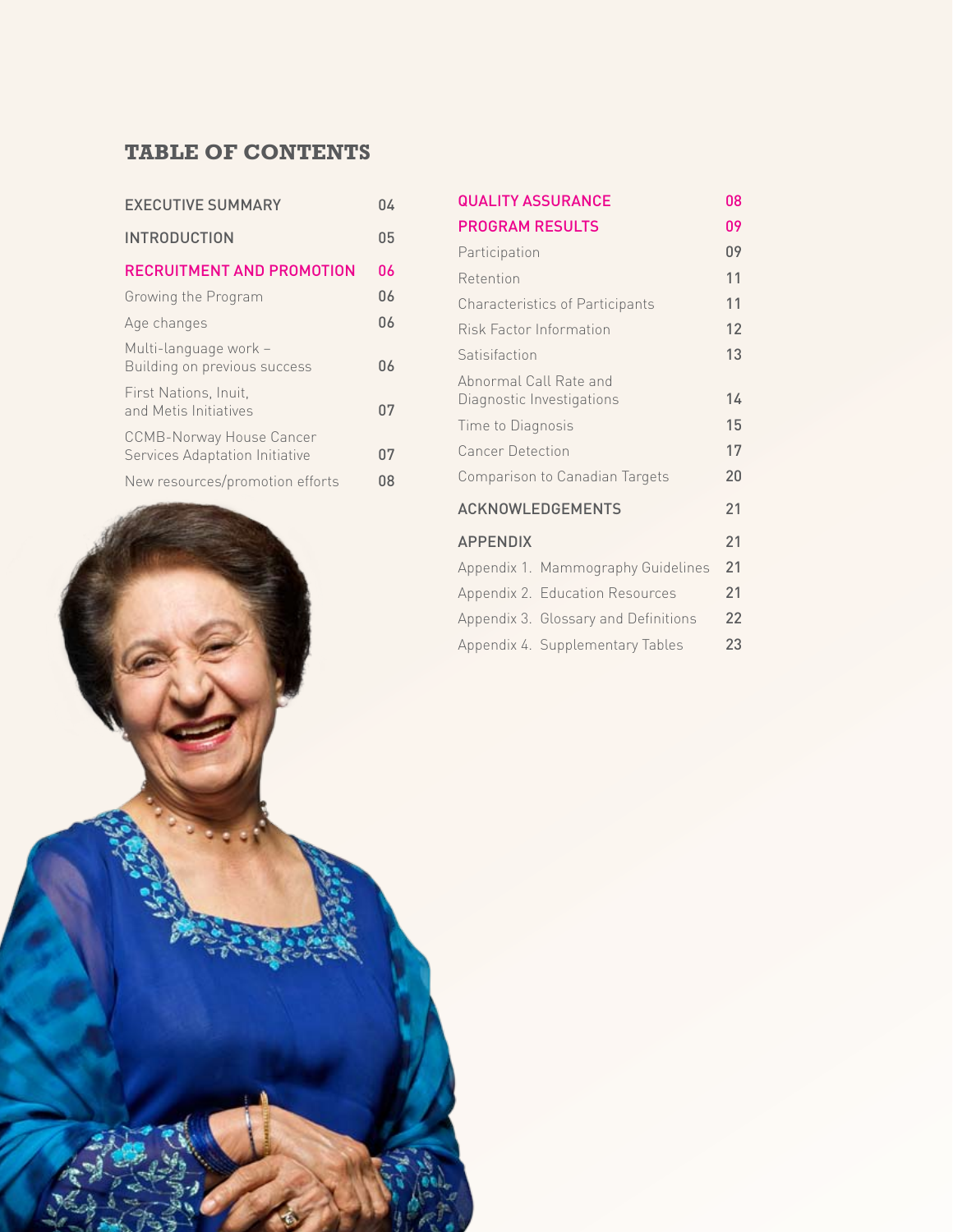## TABLE OF CONTENTS

| | |
|---|---|
| EXECUTIVE SUMMARY | 04 |
| INTRODUCTION | 05 |
| RECRUITMENT AND PROMOTION | 06 |
| Growing the Program | 06 |
| Age changes | 06 |
| Multi-language work – Building on previous success | 06 |
| First Nations, Inuit, and Metis Initiatives | 07 |
| CCMB-Norway House Cancer Services Adaptation Initiative | 07 |
| New resources/promotion efforts | 08 |
| QUALITY ASSURANCE | 08 |
| PROGRAM RESULTS | 09 |
| Participation | 09 |
| Retention | 11 |
| Characteristics of Participants | 11 |
| Risk Factor Information | 12 |
| Satisifaction | 13 |
| Abnormal Call Rate and Diagnostic Investigations | 14 |
| Time to Diagnosis | 15 |
| Cancer Detection | 17 |
| Comparison to Canadian Targets | 20 |
| ACKNOWLEDGEMENTS | 21 |
| APPENDIX | 21 |
| Appendix 1. Mammography Guidelines | 21 |
| Appendix 2. Education Resources | 21 |
| Appendix 3. Glossary and Definitions | 22 |
| Appendix 4. Supplementary Tables | 23 |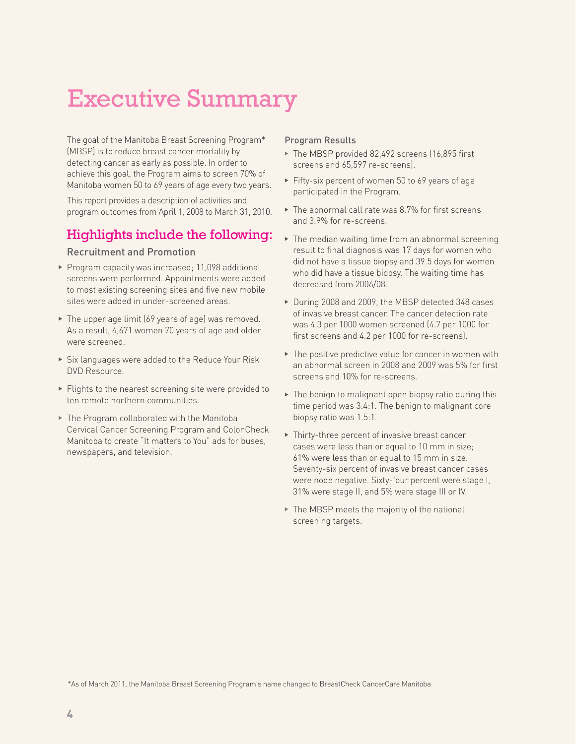# Executive Summary

The goal of the Manitoba Breast Screening Program* (MBSP) is to reduce breast cancer mortality by detecting cancer as early as possible. In order to achieve this goal, the Program aims to screen 70% of Manitoba women 50 to 69 years of age every two years.

This report provides a description of activities and program outcomes from April 1, 2008 to March 31, 2010.

## Highlights include the following:

### Recruitment and Promotion

- Program capacity was increased; 11,098 additional screens were performed. Appointments were added to most existing screening sites and five new mobile sites were added in under-screened areas.
- The upper age limit (69 years of age) was removed. As a result, 4,671 women 70 years of age and older were screened.
- Six languages were added to the Reduce Your Risk DVD Resource.
- Flights to the nearest screening site were provided to ten remote northern communities.
- The Program collaborated with the Manitoba Cervical Cancer Screening Program and ColonCheck Manitoba to create "It matters to You" ads for buses, newspapers, and television.

### Program Results

- The MBSP provided 82,492 screens (16,895 first screens and 65,597 re-screens).
- Fifty-six percent of women 50 to 69 years of age participated in the Program.
- The abnormal call rate was 8.7% for first screens and 3.9% for re-screens.
- The median waiting time from an abnormal screening result to final diagnosis was 17 days for women who did not have a tissue biopsy and 39.5 days for women who did have a tissue biopsy. The waiting time has decreased from 2006/08.
- During 2008 and 2009, the MBSP detected 348 cases of invasive breast cancer. The cancer detection rate was 4.3 per 1000 women screened (4.7 per 1000 for first screens and 4.2 per 1000 for re-screens).
- The positive predictive value for cancer in women with an abnormal screen in 2008 and 2009 was 5% for first screens and 10% for re-screens.
- The benign to malignant open biopsy ratio during this time period was 3.4:1. The benign to malignant core biopsy ratio was 1.5:1.
- Thirty-three percent of invasive breast cancer cases were less than or equal to 10 mm in size; 61% were less than or equal to 15 mm in size. Seventy-six percent of invasive breast cancer cases were node negative. Sixty-four percent were stage I, 31% were stage II, and 5% were stage III or IV.
- The MBSP meets the majority of the national screening targets.

*As of March 2011, the Manitoba Breast Screening Program's name changed to BreastCheck CancerCare Manitoba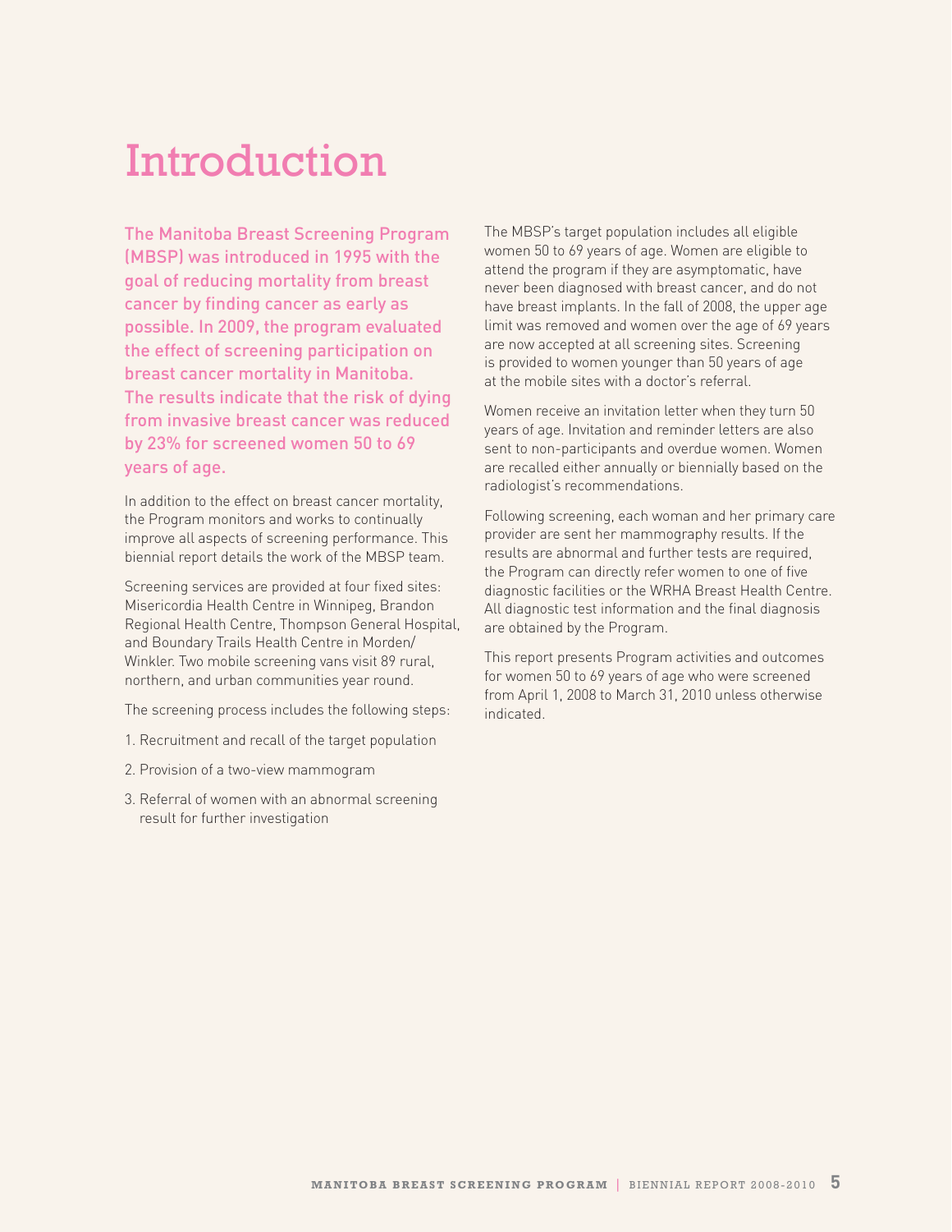# Introduction

**The Manitoba Breast Screening Program (MBSP) was introduced in 1995 with the goal of reducing mortality from breast cancer by finding cancer as early as possible. In 2009, the program evaluated the effect of screening participation on breast cancer mortality in Manitoba. The results indicate that the risk of dying from invasive breast cancer was reduced by 23% for screened women 50 to 69 years of age.**

In addition to the effect on breast cancer mortality, the Program monitors and works to continually improve all aspects of screening performance. This biennial report details the work of the MBSP team.

Screening services are provided at four fixed sites: Misericordia Health Centre in Winnipeg, Brandon Regional Health Centre, Thompson General Hospital, and Boundary Trails Health Centre in Morden/Winkler. Two mobile screening vans visit 89 rural, northern, and urban communities year round.

The screening process includes the following steps:

1. Recruitment and recall of the target population
2. Provision of a two-view mammogram
3. Referral of women with an abnormal screening result for further investigation

The MBSP's target population includes all eligible women 50 to 69 years of age. Women are eligible to attend the program if they are asymptomatic, have never been diagnosed with breast cancer, and do not have breast implants. In the fall of 2008, the upper age limit was removed and women over the age of 69 years are now accepted at all screening sites. Screening is provided to women younger than 50 years of age at the mobile sites with a doctor's referral.

Women receive an invitation letter when they turn 50 years of age. Invitation and reminder letters are also sent to non-participants and overdue women. Women are recalled either annually or biennially based on the radiologist's recommendations.

Following screening, each woman and her primary care provider are sent her mammography results. If the results are abnormal and further tests are required, the Program can directly refer women to one of five diagnostic facilities or the WRHA Breast Health Centre. All diagnostic test information and the final diagnosis are obtained by the Program.

This report presents Program activities and outcomes for women 50 to 69 years of age who were screened from April 1, 2008 to March 31, 2010 unless otherwise indicated.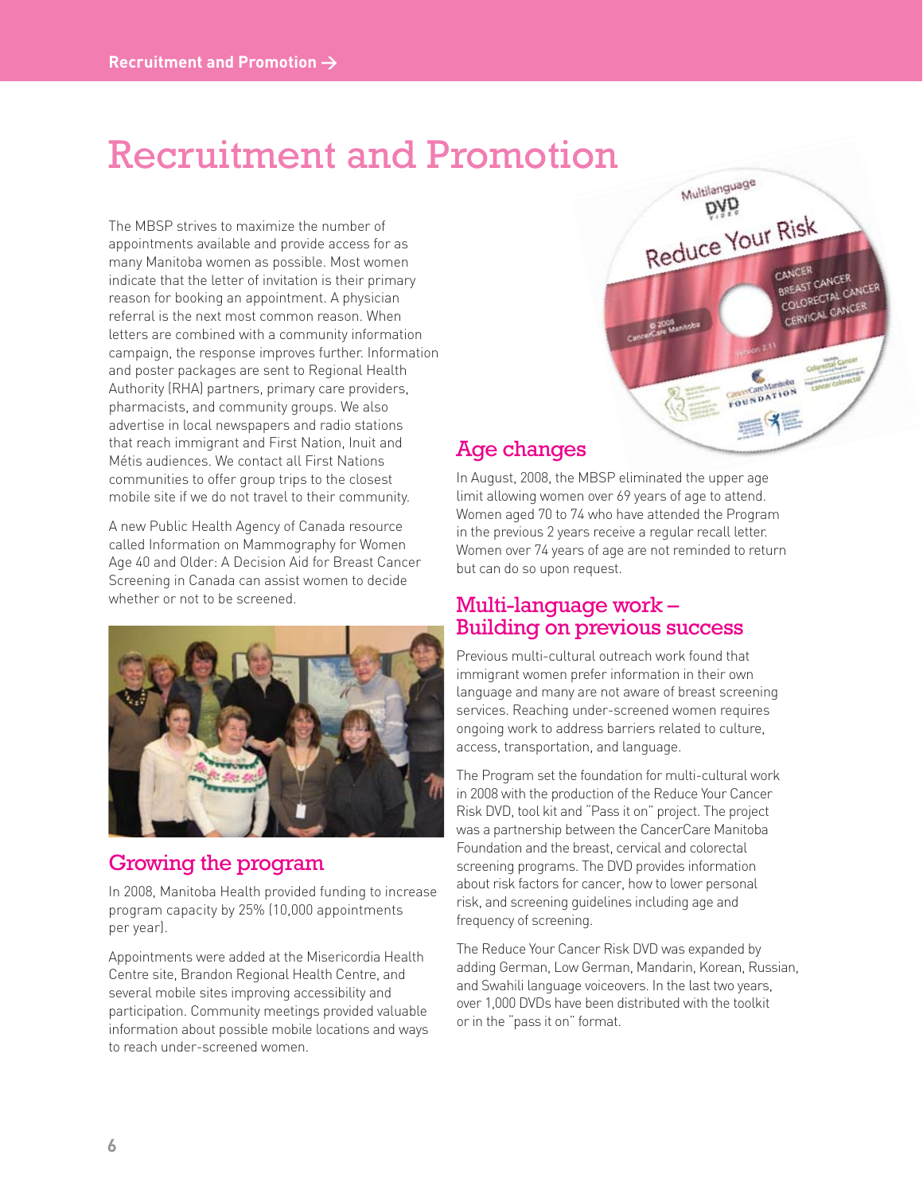# Recruitment and Promotion

The MBSP strives to maximize the number of appointments available and provide access for as many Manitoba women as possible. Most women indicate that the letter of invitation is their primary reason for booking an appointment. A physician referral is the next most common reason. When letters are combined with a community information campaign, the response improves further. Information and poster packages are sent to Regional Health Authority (RHA) partners, primary care providers, pharmacists, and community groups. We also advertise in local newspapers and radio stations that reach immigrant and First Nation, Inuit and Métis audiences. We contact all First Nations communities to offer group trips to the closest mobile site if we do not travel to their community.

A new Public Health Agency of Canada resource called Information on Mammography for Women Age 40 and Older: A Decision Aid for Breast Cancer Screening in Canada can assist women to decide whether or not to be screened.

## Growing the program

In 2008, Manitoba Health provided funding to increase program capacity by 25% (10,000 appointments per year).

Appointments were added at the Misericordia Health Centre site, Brandon Regional Health Centre, and several mobile sites improving accessibility and participation. Community meetings provided valuable information about possible mobile locations and ways to reach under-screened women.

## Age changes

In August, 2008, the MBSP eliminated the upper age limit allowing women over 69 years of age to attend. Women aged 70 to 74 who have attended the Program in the previous 2 years receive a regular recall letter. Women over 74 years of age are not reminded to return but can do so upon request.

## Multi-language work – Building on previous success

Previous multi-cultural outreach work found that immigrant women prefer information in their own language and many are not aware of breast screening services. Reaching under-screened women requires ongoing work to address barriers related to culture, access, transportation, and language.

The Program set the foundation for multi-cultural work in 2008 with the production of the Reduce Your Cancer Risk DVD, tool kit and "Pass it on" project. The project was a partnership between the CancerCare Manitoba Foundation and the breast, cervical and colorectal screening programs. The DVD provides information about risk factors for cancer, how to lower personal risk, and screening guidelines including age and frequency of screening.

The Reduce Your Cancer Risk DVD was expanded by adding German, Low German, Mandarin, Korean, Russian, and Swahili language voiceovers. In the last two years, over 1,000 DVDs have been distributed with the toolkit or in the "pass it on" format.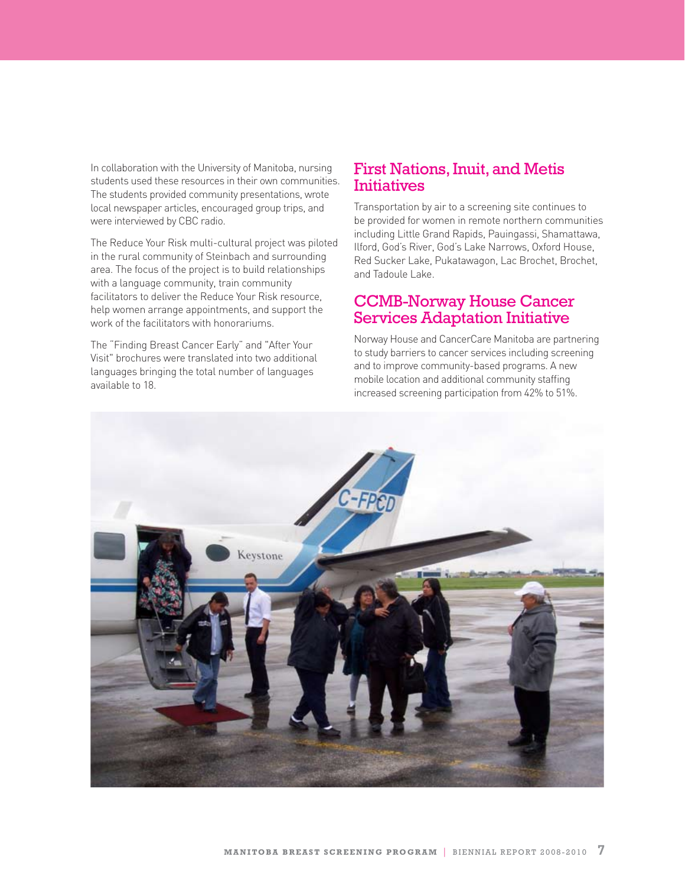In collaboration with the University of Manitoba, nursing students used these resources in their own communities. The students provided community presentations, wrote local newspaper articles, encouraged group trips, and were interviewed by CBC radio.

The Reduce Your Risk multi-cultural project was piloted in the rural community of Steinbach and surrounding area. The focus of the project is to build relationships with a language community, train community facilitators to deliver the Reduce Your Risk resource, help women arrange appointments, and support the work of the facilitators with honorariums.

The "Finding Breast Cancer Early" and "After Your Visit" brochures were translated into two additional languages bringing the total number of languages available to 18.

## First Nations, Inuit, and Metis Initiatives

Transportation by air to a screening site continues to be provided for women in remote northern communities including Little Grand Rapids, Pauingassi, Shamattawa, Ilford, God's River, God's Lake Narrows, Oxford House, Red Sucker Lake, Pukatawagon, Lac Brochet, Brochet, and Tadoule Lake.

## CCMB-Norway House Cancer Services Adaptation Initiative

Norway House and CancerCare Manitoba are partnering to study barriers to cancer services including screening and to improve community-based programs. A new mobile location and additional community staffing increased screening participation from 42% to 51%.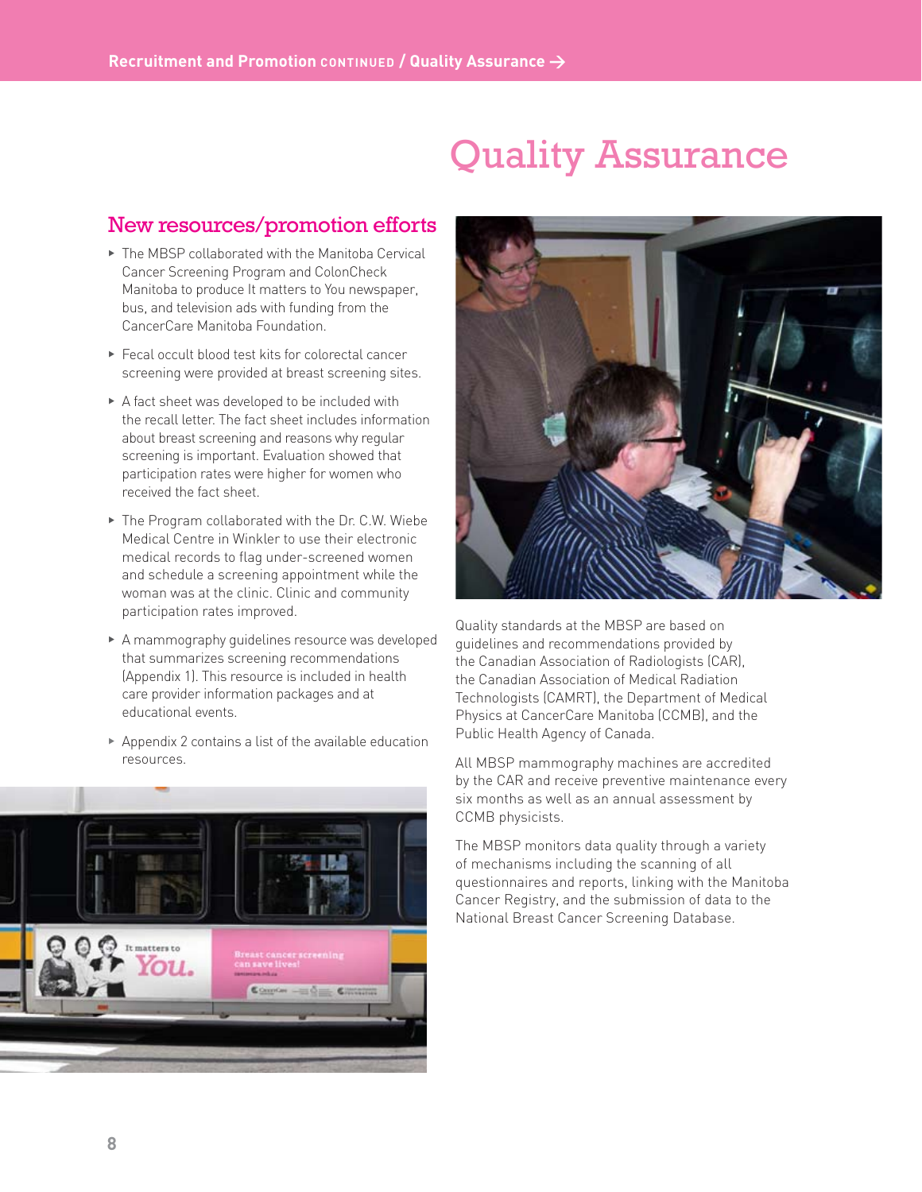## New resources/promotion efforts

- The MBSP collaborated with the Manitoba Cervical Cancer Screening Program and ColonCheck Manitoba to produce It matters to You newspaper, bus, and television ads with funding from the CancerCare Manitoba Foundation.
- Fecal occult blood test kits for colorectal cancer screening were provided at breast screening sites.
- A fact sheet was developed to be included with the recall letter. The fact sheet includes information about breast screening and reasons why regular screening is important. Evaluation showed that participation rates were higher for women who received the fact sheet.
- The Program collaborated with the Dr. C.W. Wiebe Medical Centre in Winkler to use their electronic medical records to flag under-screened women and schedule a screening appointment while the woman was at the clinic. Clinic and community participation rates improved.
- A mammography guidelines resource was developed that summarizes screening recommendations (Appendix 1). This resource is included in health care provider information packages and at educational events.
- Appendix 2 contains a list of the available education resources.

# Quality Assurance

Quality standards at the MBSP are based on guidelines and recommendations provided by the Canadian Association of Radiologists (CAR), the Canadian Association of Medical Radiation Technologists (CAMRT), the Department of Medical Physics at CancerCare Manitoba (CCMB), and the Public Health Agency of Canada.

All MBSP mammography machines are accredited by the CAR and receive preventive maintenance every six months as well as an annual assessment by CCMB physicists.

The MBSP monitors data quality through a variety of mechanisms including the scanning of all questionnaires and reports, linking with the Manitoba Cancer Registry, and the submission of data to the National Breast Cancer Screening Database.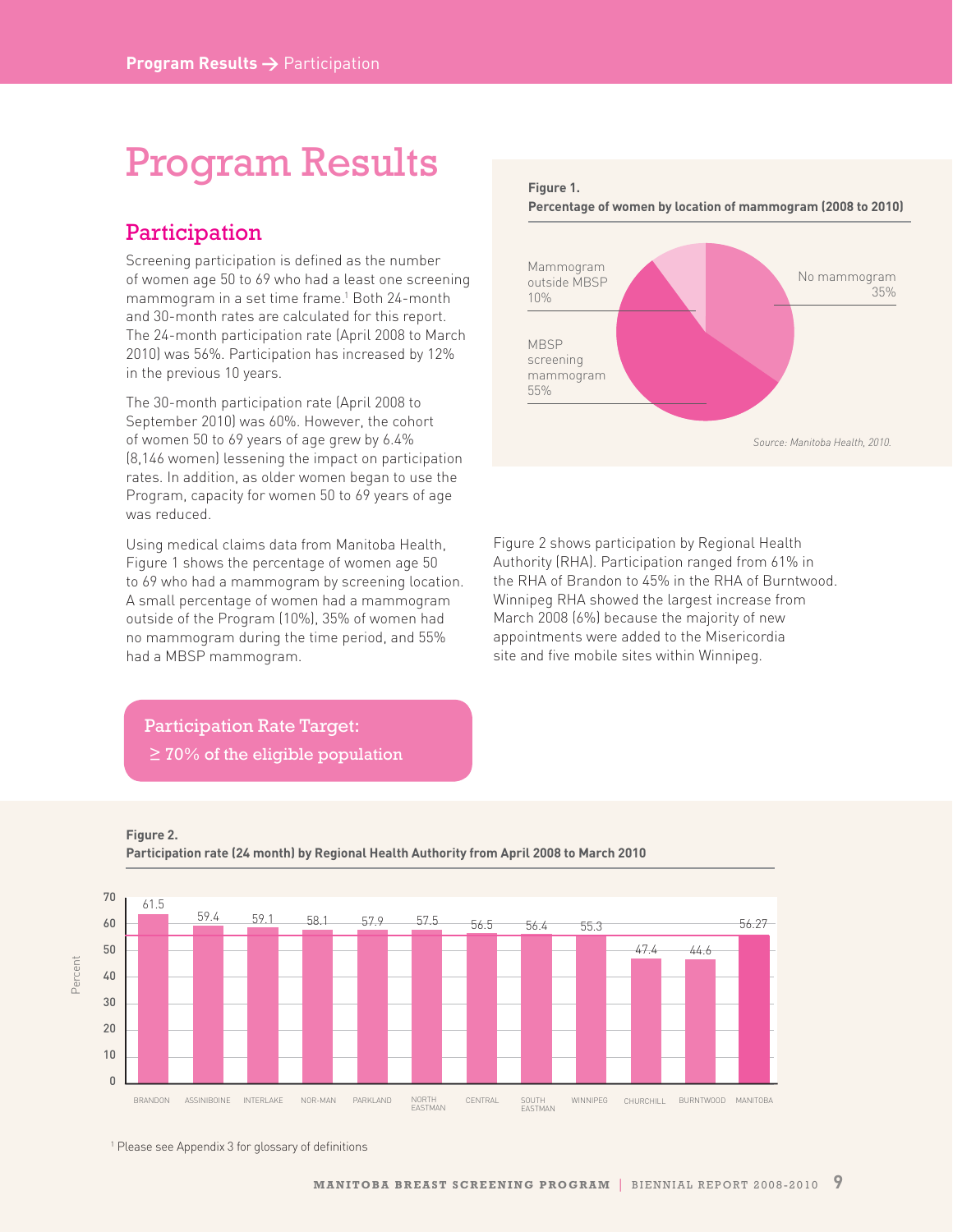# Program Results

## Participation

Screening participation is defined as the number of women age 50 to 69 who had a least one screening mammogram in a set time frame.[1] Both 24-month and 30-month rates are calculated for this report. The 24-month participation rate (April 2008 to March 2010) was 56%. Participation has increased by 12% in the previous 10 years.

The 30-month participation rate (April 2008 to September 2010) was 60%. However, the cohort of women 50 to 69 years of age grew by 6.4% (8,146 women) lessening the impact on participation rates. In addition, as older women began to use the Program, capacity for women 50 to 69 years of age was reduced.

Using medical claims data from Manitoba Health, Figure 1 shows the percentage of women age 50 to 69 who had a mammogram by screening location. A small percentage of women had a mammogram outside of the Program (10%), 35% of women had no mammogram during the time period, and 55% had a MBSP mammogram.

**Figure 1.**
**Percentage of women by location of mammogram (2008 to 2010)**

| Location | Percentage |
|---|---|
| No mammogram | 35% |
| MBSP screening mammogram | 55% |
| Mammogram outside MBSP | 10% |

*Source: Manitoba Health, 2010.*

Figure 2 shows participation by Regional Health Authority (RHA). Participation ranged from 61% in the RHA of Brandon to 45% in the RHA of Burntwood. Winnipeg RHA showed the largest increase from March 2008 (6%) because the majority of new appointments were added to the Misericordia site and five mobile sites within Winnipeg.

**Participation Rate Target:**
**≥ 70% of the eligible population**

**Figure 2.**
**Participation rate (24 month) by Regional Health Authority from April 2008 to March 2010**

| RHA | Percent |
|---|---|
| Brandon | 61.5 |
| Assiniboine | 59.4 |
| Interlake | 59.1 |
| Nor-Man | 58.1 |
| Parkland | 57.9 |
| North Eastman | 57.5 |
| Central | 56.5 |
| South Eastman | 56.4 |
| Winnipeg | 55.3 |
| Churchill | 47.4 |
| Burntwood | 44.6 |
| Manitoba | 56.27 |

[1] Please see Appendix 3 for glossary of definitions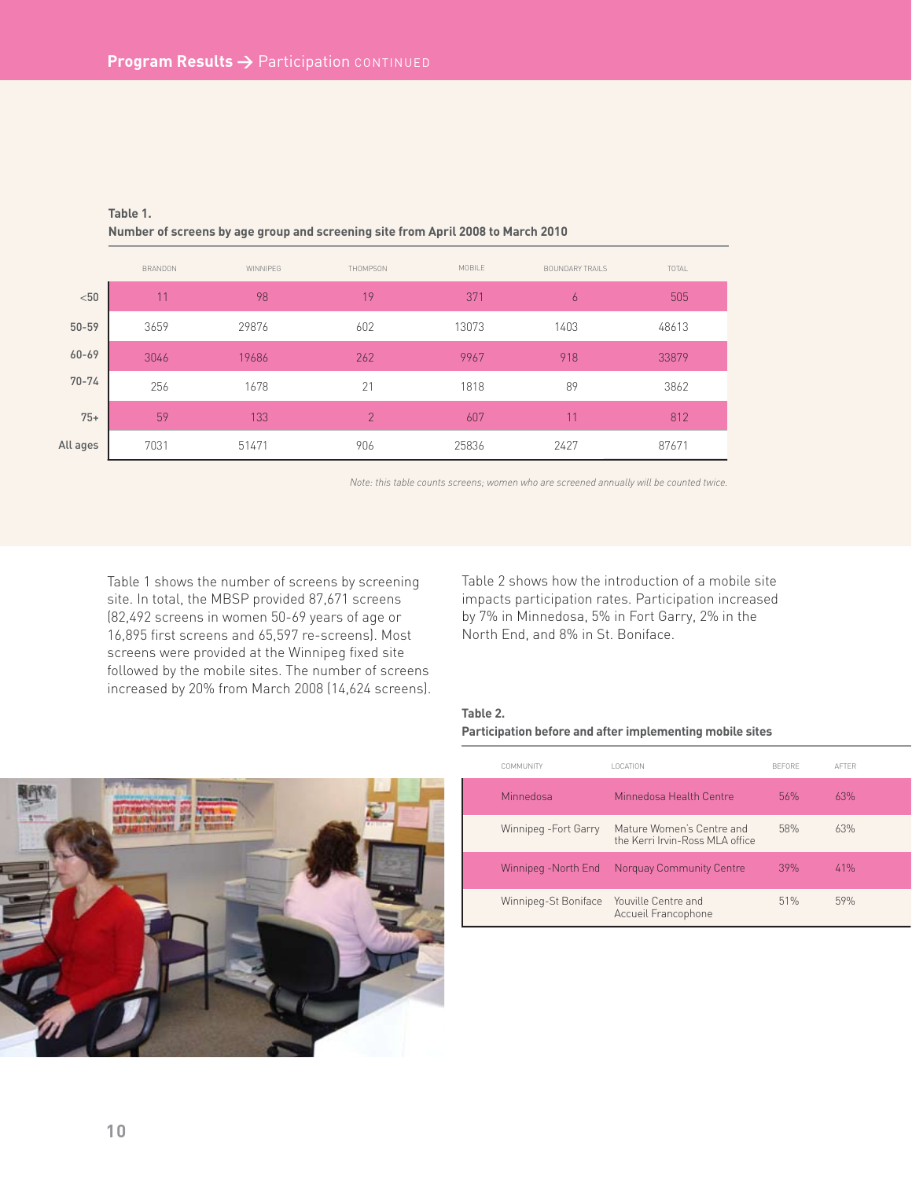**Table 1.**
**Number of screens by age group and screening site from April 2008 to March 2010**

| | BRANDON | WINNIPEG | THOMPSON | MOBILE | BOUNDARY TRAILS | TOTAL |
|---|---|---|---|---|---|---|
| <50 | 11 | 98 | 19 | 371 | 6 | 505 |
| 50-59 | 3659 | 29876 | 602 | 13073 | 1403 | 48613 |
| 60-69 | 3046 | 19686 | 262 | 9967 | 918 | 33879 |
| 70-74 | 256 | 1678 | 21 | 1818 | 89 | 3862 |
| 75+ | 59 | 133 | 2 | 607 | 11 | 812 |
| All ages | 7031 | 51471 | 906 | 25836 | 2427 | 87671 |

*Note: this table counts screens; women who are screened annually will be counted twice.*

Table 1 shows the number of screens by screening site. In total, the MBSP provided 87,671 screens (82,492 screens in women 50-69 years of age or 16,895 first screens and 65,597 re-screens). Most screens were provided at the Winnipeg fixed site followed by the mobile sites. The number of screens increased by 20% from March 2008 (14,624 screens).

Table 2 shows how the introduction of a mobile site impacts participation rates. Participation increased by 7% in Minnedosa, 5% in Fort Garry, 2% in the North End, and 8% in St. Boniface.

**Table 2.**
**Participation before and after implementing mobile sites**

| COMMUNITY | LOCATION | BEFORE | AFTER |
|---|---|---|---|
| Minnedosa | Minnedosa Health Centre | 56% | 63% |
| Winnipeg -Fort Garry | Mature Women's Centre and the Kerri Irvin-Ross MLA office | 58% | 63% |
| Winnipeg -North End | Norquay Community Centre | 39% | 41% |
| Winnipeg-St Boniface | Youville Centre and Accueil Francophone | 51% | 59% |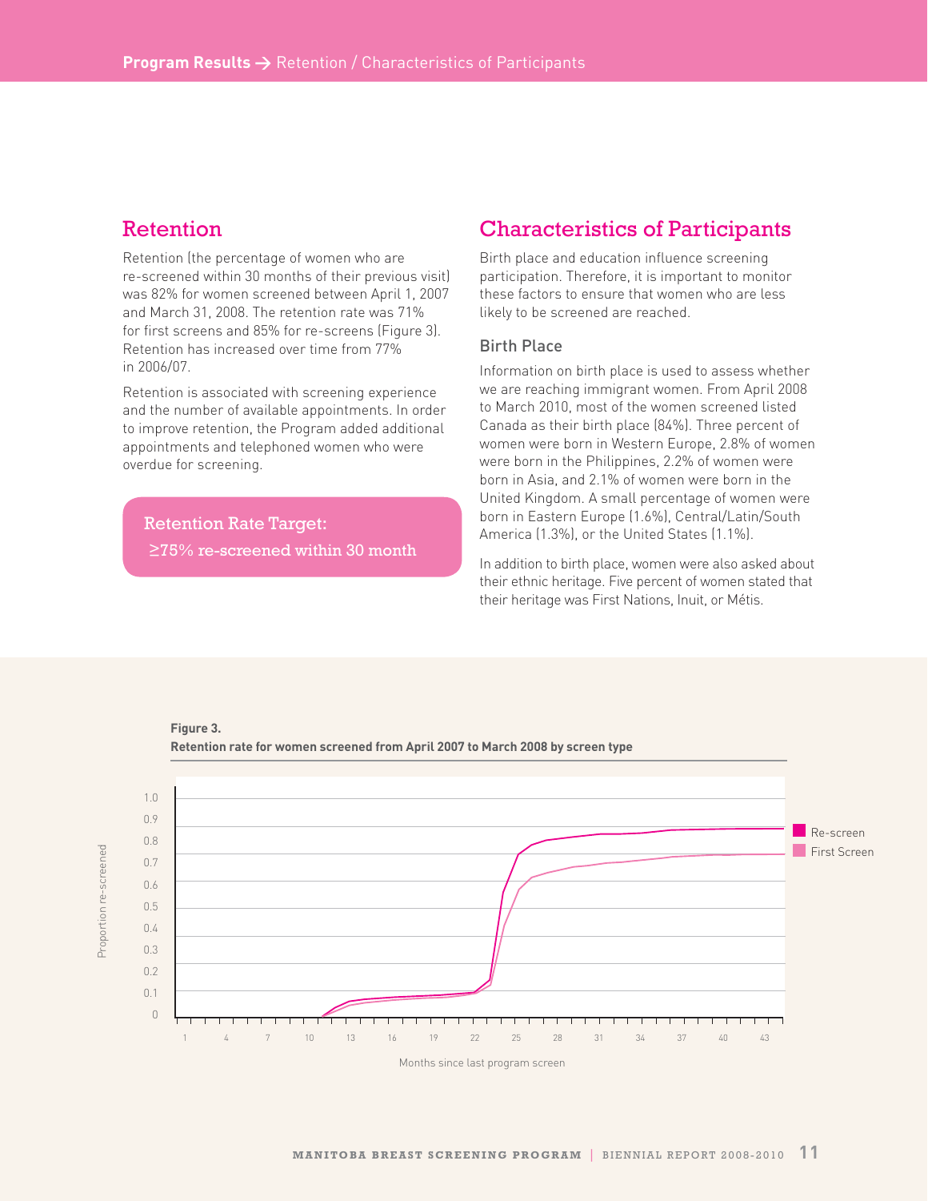## Retention

Retention (the percentage of women who are re-screened within 30 months of their previous visit) was 82% for women screened between April 1, 2007 and March 31, 2008. The retention rate was 71% for first screens and 85% for re-screens (Figure 3). Retention has increased over time from 77% in 2006/07.

Retention is associated with screening experience and the number of available appointments. In order to improve retention, the Program added additional appointments and telephoned women who were overdue for screening.

> **Retention Rate Target:**
> ≥75% re-screened within 30 month

## Characteristics of Participants

Birth place and education influence screening participation. Therefore, it is important to monitor these factors to ensure that women who are less likely to be screened are reached.

### Birth Place

Information on birth place is used to assess whether we are reaching immigrant women. From April 2008 to March 2010, most of the women screened listed Canada as their birth place (84%). Three percent of women were born in Western Europe, 2.8% of women were born in the Philippines, 2.2% of women were born in Asia, and 2.1% of women were born in the United Kingdom. A small percentage of women were born in Eastern Europe (1.6%), Central/Latin/South America (1.3%), or the United States (1.1%).

In addition to birth place, women were also asked about their ethnic heritage. Five percent of women stated that their heritage was First Nations, Inuit, or Métis.

**Figure 3.**
**Retention rate for women screened from April 2007 to March 2008 by screen type**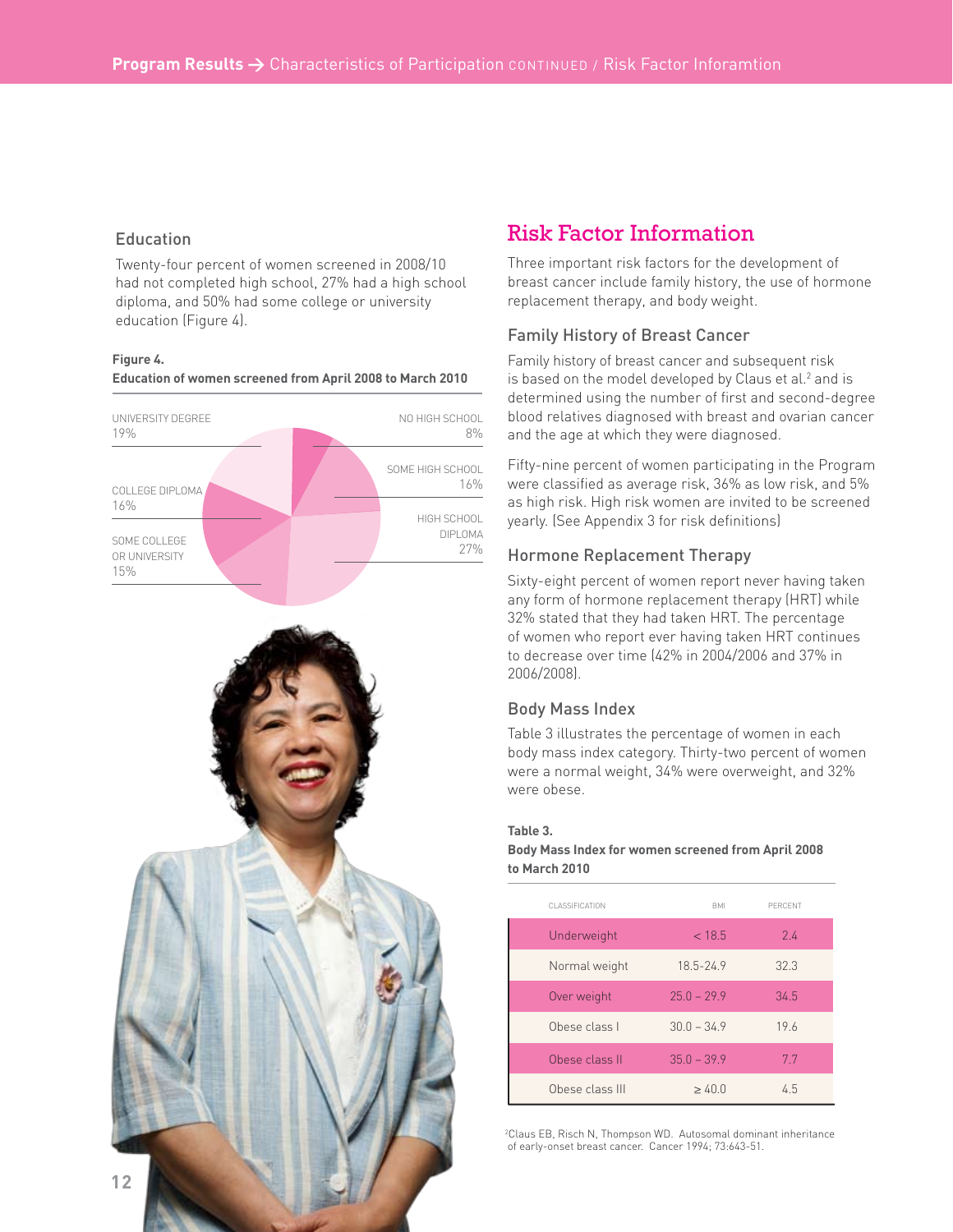## Education

Twenty-four percent of women screened in 2008/10 had not completed high school, 27% had a high school diploma, and 50% had some college or university education (Figure 4).

**Figure 4.**
**Education of women screened from April 2008 to March 2010**

| Education | Percent |
|---|---|
| University degree | 19% |
| No high school | 8% |
| Some high school | 16% |
| College diploma | 16% |
| High school diploma | 27% |
| Some college or university | 15% |

# Risk Factor Information

Three important risk factors for the development of breast cancer include family history, the use of hormone replacement therapy, and body weight.

## Family History of Breast Cancer

Family history of breast cancer and subsequent risk is based on the model developed by Claus et al.[2] and is determined using the number of first and second-degree blood relatives diagnosed with breast and ovarian cancer and the age at which they were diagnosed.

Fifty-nine percent of women participating in the Program were classified as average risk, 36% as low risk, and 5% as high risk. High risk women are invited to be screened yearly. (See Appendix 3 for risk definitions)

## Hormone Replacement Therapy

Sixty-eight percent of women report never having taken any form of hormone replacement therapy (HRT) while 32% stated that they had taken HRT. The percentage of women who report ever having taken HRT continues to decrease over time (42% in 2004/2006 and 37% in 2006/2008).

## Body Mass Index

Table 3 illustrates the percentage of women in each body mass index category. Thirty-two percent of women were a normal weight, 34% were overweight, and 32% were obese.

**Table 3.**
**Body Mass Index for women screened from April 2008 to March 2010**

| CLASSIFICATION | BMI | PERCENT |
|---|---|---|
| Underweight | < 18.5 | 2.4 |
| Normal weight | 18.5-24.9 | 32.3 |
| Over weight | 25.0 – 29.9 | 34.5 |
| Obese class I | 30.0 – 34.9 | 19.6 |
| Obese class II | 35.0 – 39.9 | 7.7 |
| Obese class III | ≥ 40.0 | 4.5 |

[2]Claus EB, Risch N, Thompson WD. Autosomal dominant inheritance of early-onset breast cancer. Cancer 1994; 73:643-51.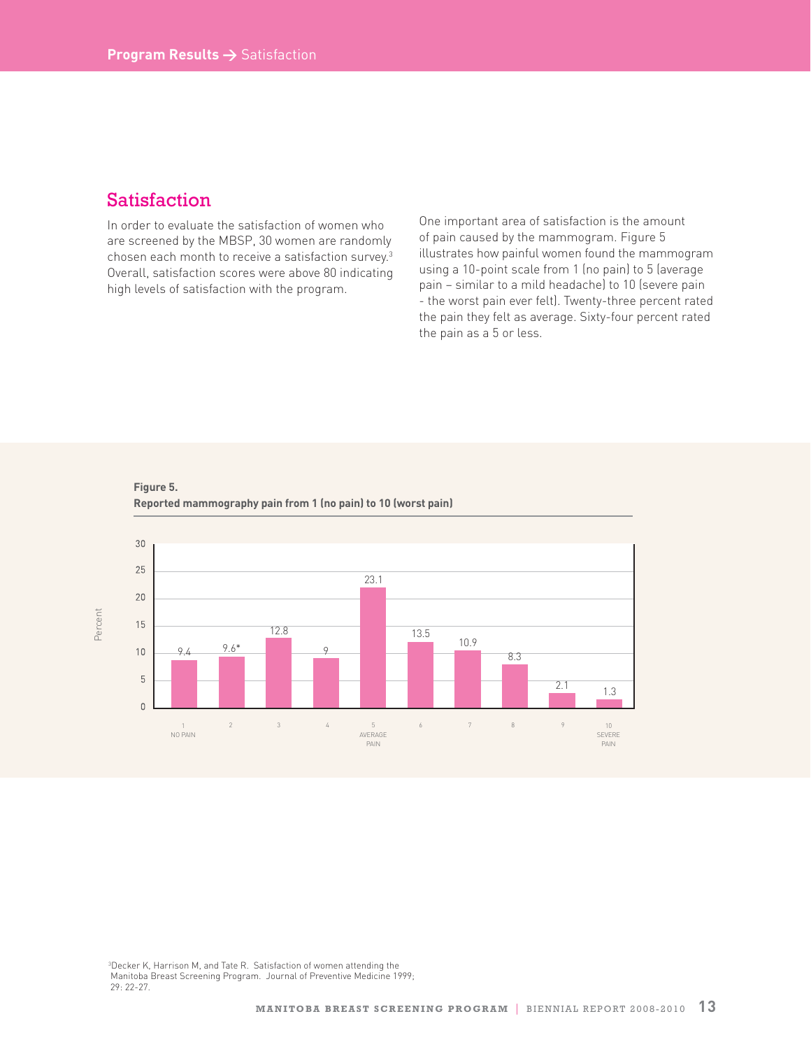## Satisfaction

In order to evaluate the satisfaction of women who are screened by the MBSP, 30 women are randomly chosen each month to receive a satisfaction survey.[3] Overall, satisfaction scores were above 80 indicating high levels of satisfaction with the program.

One important area of satisfaction is the amount of pain caused by the mammogram. Figure 5 illustrates how painful women found the mammogram using a 10-point scale from 1 (no pain) to 5 (average pain – similar to a mild headache) to 10 (severe pain - the worst pain ever felt). Twenty-three percent rated the pain they felt as average. Sixty-four percent rated the pain as a 5 or less.

**Figure 5.**
**Reported mammography pain from 1 (no pain) to 10 (worst pain)**

| Pain rating | Percent |
| --- | --- |
| 1 NO PAIN | 9.4 |
| 2 | 9.6* |
| 3 | 12.8 |
| 4 | 9 |
| 5 AVERAGE PAIN | 23.1 |
| 6 | 13.5 |
| 7 | 10.9 |
| 8 | 8.3 |
| 9 | 2.1 |
| 10 SEVERE PAIN | 1.3 |

[3]Decker K, Harrison M, and Tate R. Satisfaction of women attending the Manitoba Breast Screening Program. Journal of Preventive Medicine 1999; 29: 22-27.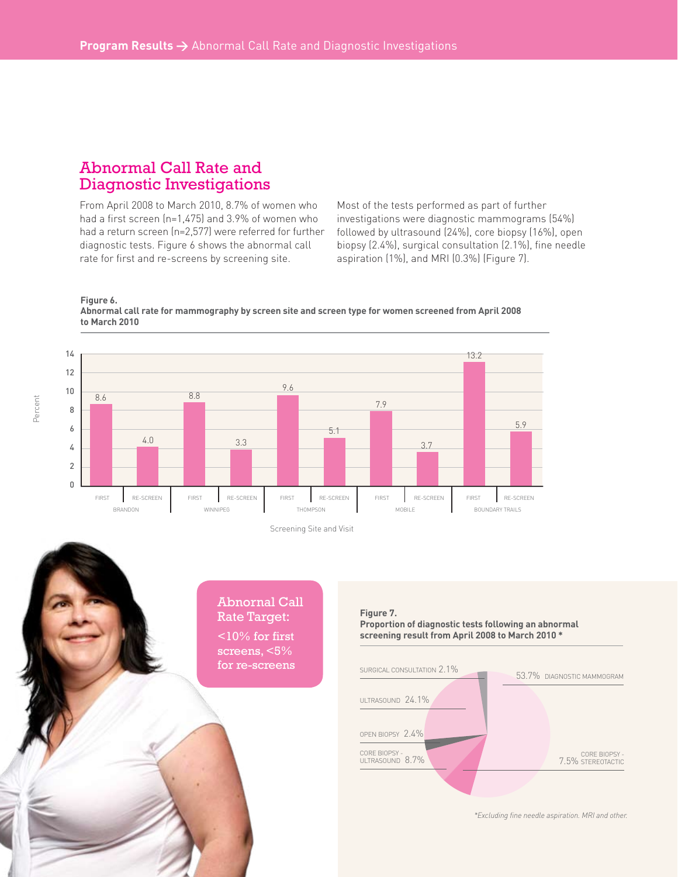## Abnormal Call Rate and Diagnostic Investigations

From April 2008 to March 2010, 8.7% of women who had a first screen (n=1,475) and 3.9% of women who had a return screen (n=2,577) were referred for further diagnostic tests. Figure 6 shows the abnormal call rate for first and re-screens by screening site.

Most of the tests performed as part of further investigations were diagnostic mammograms (54%) followed by ultrasound (24%), core biopsy (16%), open biopsy (2.4%), surgical consultation (2.1%), fine needle aspiration (1%), and MRI (0.3%) (Figure 7).

**Figure 6.**
**Abnormal call rate for mammography by screen site and screen type for women screened from April 2008 to March 2010**

| Screening Site | Visit | Percent |
|---|---|---|
| Brandon | First | 8.6 |
| Brandon | Re-screen | 4.0 |
| Winnipeg | First | 8.8 |
| Winnipeg | Re-screen | 3.3 |
| Thompson | First | 9.6 |
| Thompson | Re-screen | 5.1 |
| Mobile | First | 7.9 |
| Mobile | Re-screen | 3.7 |
| Boundary Trails | First | 13.2 |
| Boundary Trails | Re-screen | 5.9 |

Screening Site and Visit

**Abnormal Call Rate Target:**
<10% for first screens, <5% for re-screens

**Figure 7.**
**Proportion of diagnostic tests following an abnormal screening result from April 2008 to March 2010 ***

| Test | Percent |
|---|---|
| Diagnostic mammogram | 53.7% |
| Ultrasound | 24.1% |
| Core biopsy - ultrasound | 8.7% |
| Core biopsy - stereotactic | 7.5% |
| Open biopsy | 2.4% |
| Surgical consultation | 2.1% |

*Excluding fine needle aspiration. MRI and other.*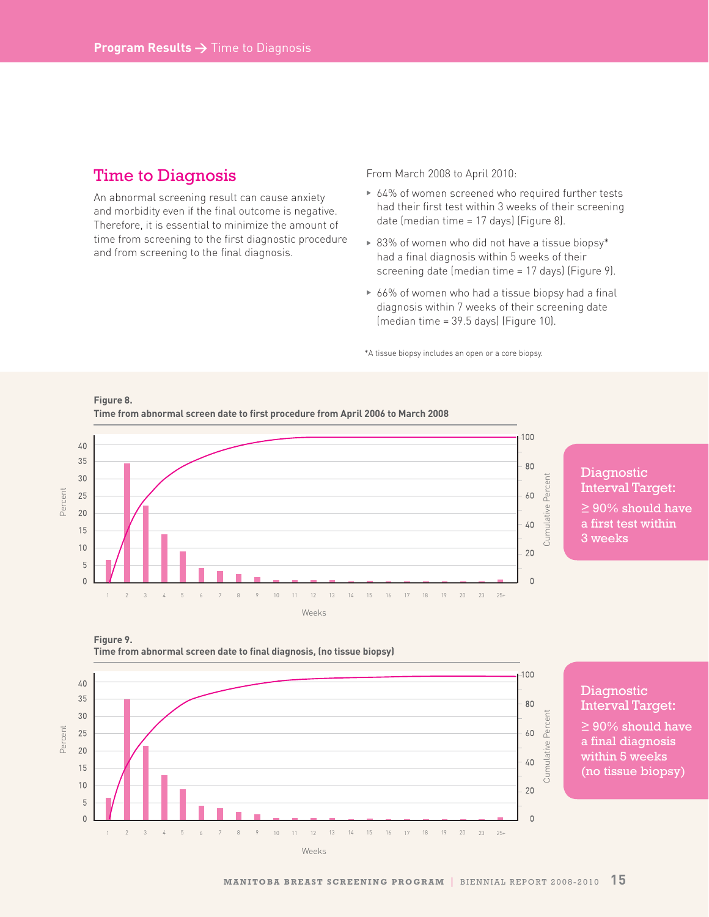## Time to Diagnosis

An abnormal screening result can cause anxiety and morbidity even if the final outcome is negative. Therefore, it is essential to minimize the amount of time from screening to the first diagnostic procedure and from screening to the final diagnosis.

From March 2008 to April 2010:

- 64% of women screened who required further tests had their first test within 3 weeks of their screening date (median time = 17 days) (Figure 8).
- 83% of women who did not have a tissue biopsy* had a final diagnosis within 5 weeks of their screening date (median time = 17 days) (Figure 9).
- 66% of women who had a tissue biopsy had a final diagnosis within 7 weeks of their screening date (median time = 39.5 days) (Figure 10).

*A tissue biopsy includes an open or a core biopsy.

**Figure 8.**
**Time from abnormal screen date to first procedure from April 2006 to March 2008**

Percent | Cumulative Percent | Weeks: 1, 2, 3, 4, 5, 6, 7, 8, 9, 10, 11, 12, 13, 14, 15, 16, 17, 18, 19, 20, 23, 25+

**Diagnostic Interval Target:**
≥ 90% should have a first test within 3 weeks

**Figure 9.**
**Time from abnormal screen date to final diagnosis, (no tissue biopsy)**

Percent | Cumulative Percent | Weeks: 1, 2, 3, 4, 5, 6, 7, 8, 9, 10, 11, 12, 13, 14, 15, 16, 17, 18, 19, 20, 23, 25+

**Diagnostic Interval Target:**
≥ 90% should have a final diagnosis within 5 weeks (no tissue biopsy)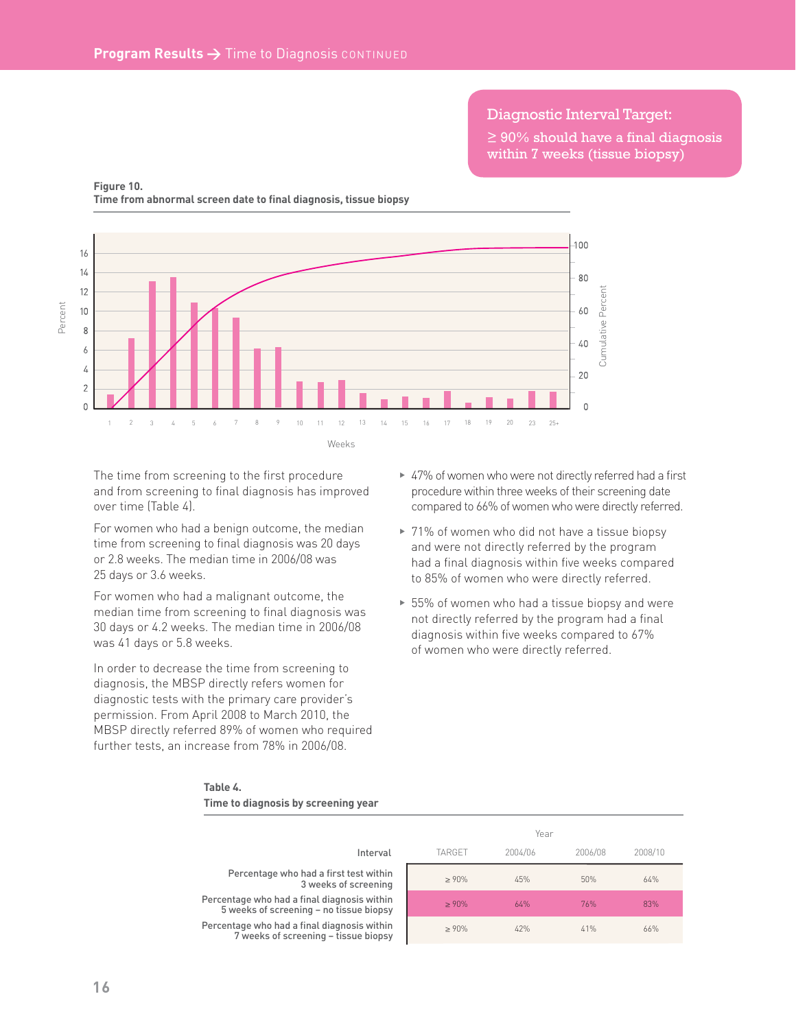## Program Results → Time to Diagnosis CONTINUED

**Diagnostic Interval Target:**
≥ 90% should have a final diagnosis within 7 weeks (tissue biopsy)

**Figure 10.**
**Time from abnormal screen date to final diagnosis, tissue biopsy**

The time from screening to the first procedure and from screening to final diagnosis has improved over time (Table 4).

For women who had a benign outcome, the median time from screening to final diagnosis was 20 days or 2.8 weeks. The median time in 2006/08 was 25 days or 3.6 weeks.

For women who had a malignant outcome, the median time from screening to final diagnosis was 30 days or 4.2 weeks. The median time in 2006/08 was 41 days or 5.8 weeks.

In order to decrease the time from screening to diagnosis, the MBSP directly refers women for diagnostic tests with the primary care provider's permission. From April 2008 to March 2010, the MBSP directly referred 89% of women who required further tests, an increase from 78% in 2006/08.

- 47% of women who were not directly referred had a first procedure within three weeks of their screening date compared to 66% of women who were directly referred.
- 71% of women who did not have a tissue biopsy and were not directly referred by the program had a final diagnosis within five weeks compared to 85% of women who were directly referred.
- 55% of women who had a tissue biopsy and were not directly referred by the program had a final diagnosis within five weeks compared to 67% of women who were directly referred.

**Table 4.**
**Time to diagnosis by screening year**

| Interval | TARGET | 2004/06 | 2006/08 | 2008/10 |
|---|---|---|---|---|
| Percentage who had a first test within 3 weeks of screening | ≥ 90% | 45% | 50% | 64% |
| Percentage who had a final diagnosis within 5 weeks of screening – no tissue biopsy | ≥ 90% | 64% | 76% | 83% |
| Percentage who had a final diagnosis within 7 weeks of screening – tissue biopsy | ≥ 90% | 42% | 41% | 66% |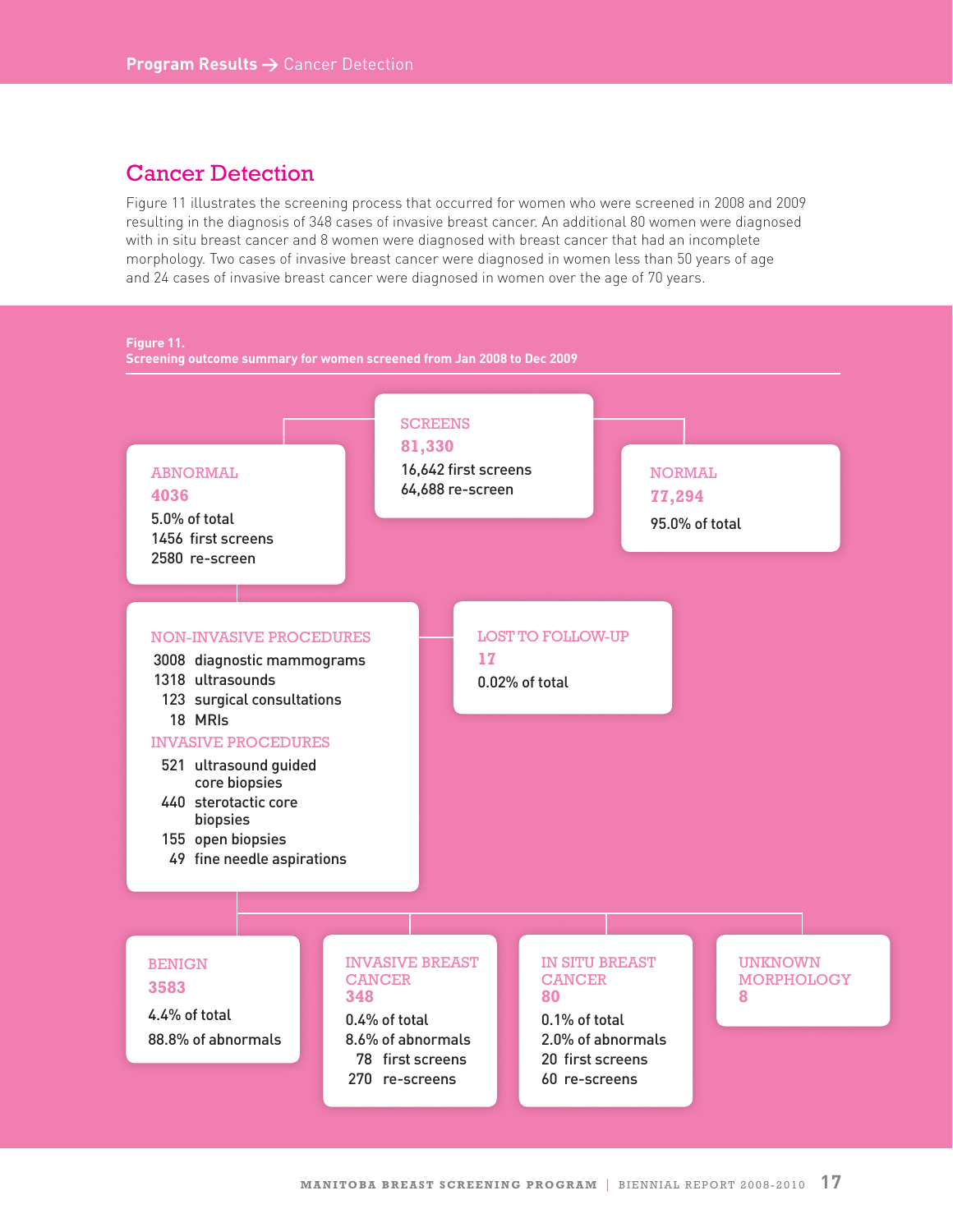## Cancer Detection

Figure 11 illustrates the screening process that occurred for women who were screened in 2008 and 2009 resulting in the diagnosis of 348 cases of invasive breast cancer. An additional 80 women were diagnosed with in situ breast cancer and 8 women were diagnosed with breast cancer that had an incomplete morphology. Two cases of invasive breast cancer were diagnosed in women less than 50 years of age and 24 cases of invasive breast cancer were diagnosed in women over the age of 70 years.

**Figure 11.**
**Screening outcome summary for women screened from Jan 2008 to Dec 2009**

**SCREENS**
**81,330**
16,642 first screens
64,688 re-screen

**ABNORMAL**
**4036**
5.0% of total
1456 first screens
2580 re-screen

**NORMAL**
**77,294**
95.0% of total

**NON-INVASIVE PROCEDURES**
- 3008 diagnostic mammograms
- 1318 ultrasounds
- 123 surgical consultations
- 18 MRIs

**INVASIVE PROCEDURES**
- 521 ultrasound guided core biopsies
- 440 sterotactic core biopsies
- 155 open biopsies
- 49 fine needle aspirations

**LOST TO FOLLOW-UP**
**17**
0.02% of total

**BENIGN**
**3583**
4.4% of total
88.8% of abnormals

**INVASIVE BREAST CANCER**
**348**
0.4% of total
8.6% of abnormals
78 first screens
270 re-screens

**IN SITU BREAST CANCER**
**80**
0.1% of total
2.0% of abnormals
20 first screens
60 re-screens

**UNKNOWN MORPHOLOGY**
**8**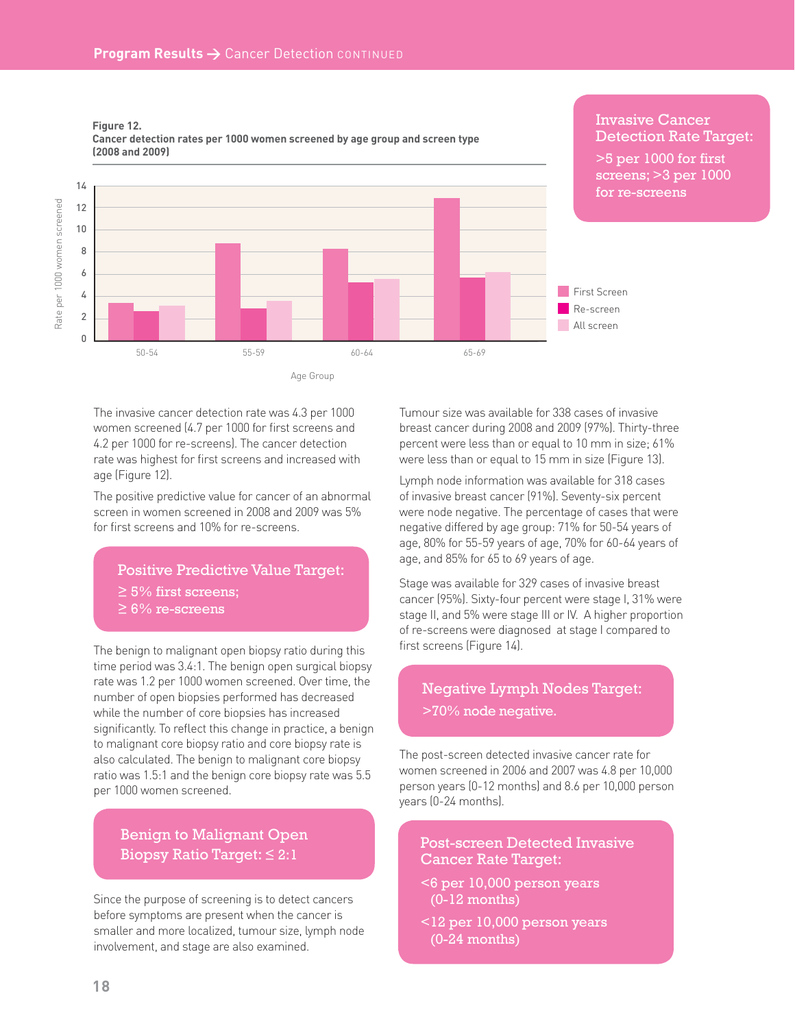## Program Results → Cancer Detection CONTINUED

**Figure 12.**
**Cancer detection rates per 1000 women screened by age group and screen type (2008 and 2009)**

**Invasive Cancer Detection Rate Target:**
>5 per 1000 for first screens; >3 per 1000 for re-screens

The invasive cancer detection rate was 4.3 per 1000 women screened (4.7 per 1000 for first screens and 4.2 per 1000 for re-screens). The cancer detection rate was highest for first screens and increased with age (Figure 12).

The positive predictive value for cancer of an abnormal screen in women screened in 2008 and 2009 was 5% for first screens and 10% for re-screens.

**Positive Predictive Value Target:**
≥ 5% first screens;
≥ 6% re-screens

The benign to malignant open biopsy ratio during this time period was 3.4:1. The benign open surgical biopsy rate was 1.2 per 1000 women screened. Over time, the number of open biopsies performed has decreased while the number of core biopsies has increased significantly. To reflect this change in practice, a benign to malignant core biopsy ratio and core biopsy rate is also calculated. The benign to malignant core biopsy ratio was 1.5:1 and the benign core biopsy rate was 5.5 per 1000 women screened.

**Benign to Malignant Open Biopsy Ratio Target: ≤ 2:1**

Since the purpose of screening is to detect cancers before symptoms are present when the cancer is smaller and more localized, tumour size, lymph node involvement, and stage are also examined.

Tumour size was available for 338 cases of invasive breast cancer during 2008 and 2009 (97%). Thirty-three percent were less than or equal to 10 mm in size; 61% were less than or equal to 15 mm in size (Figure 13).

Lymph node information was available for 318 cases of invasive breast cancer (91%). Seventy-six percent were node negative. The percentage of cases that were negative differed by age group: 71% for 50-54 years of age, 80% for 55-59 years of age, 70% for 60-64 years of age, and 85% for 65 to 69 years of age.

Stage was available for 329 cases of invasive breast cancer (95%). Sixty-four percent were stage I, 31% were stage II, and 5% were stage III or IV. A higher proportion of re-screens were diagnosed at stage I compared to first screens (Figure 14).

**Negative Lymph Nodes Target:**
>70% node negative.

The post-screen detected invasive cancer rate for women screened in 2006 and 2007 was 4.8 per 10,000 person years (0-12 months) and 8.6 per 10,000 person years (0-24 months).

**Post-screen Detected Invasive Cancer Rate Target:**
<6 per 10,000 person years (0-12 months)
<12 per 10,000 person years (0-24 months)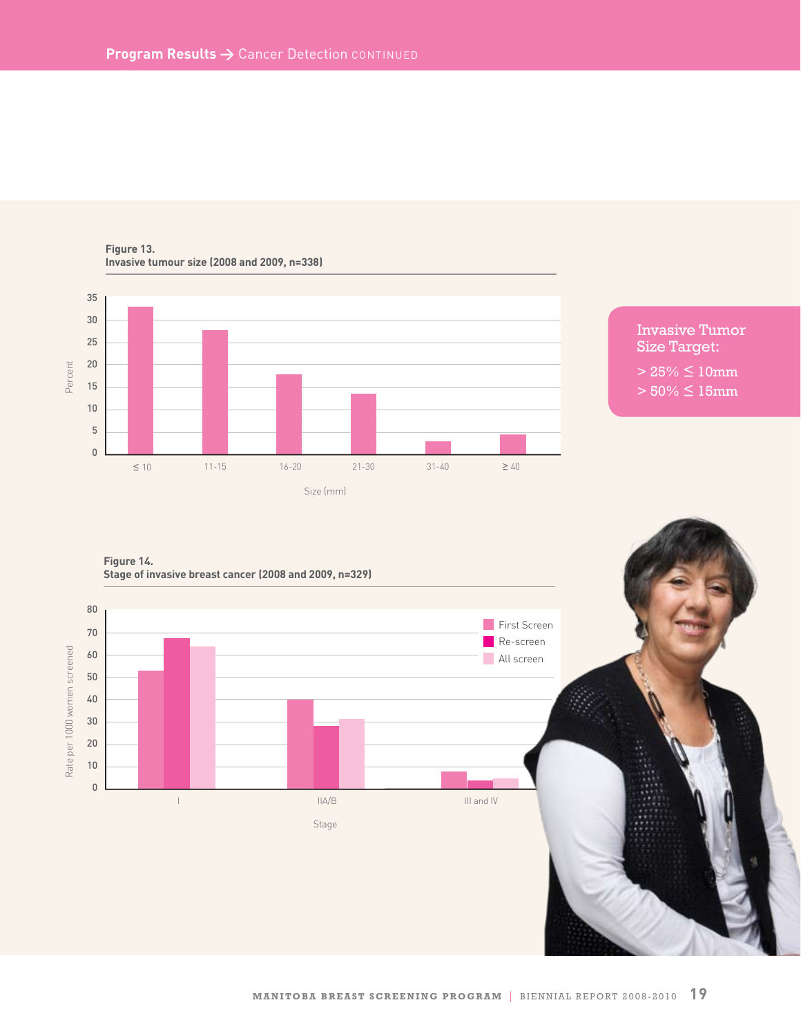**Figure 13.**
**Invasive tumour size (2008 and 2009, n=338)**

Percent

Size (mm)

| Size (mm) | ≤ 10 | 11-15 | 16-20 | 21-30 | 31-40 | ≥ 40 |
|---|---|---|---|---|---|---|

**Invasive Tumor Size Target:**

> 25% ≤ 10mm

> 50% ≤ 15mm

**Figure 14.**
**Stage of invasive breast cancer (2008 and 2009, n=329)**

Rate per 1000 women screened

Stage: I, IIA/B, III and IV

Legend: First Screen, Re-screen, All screen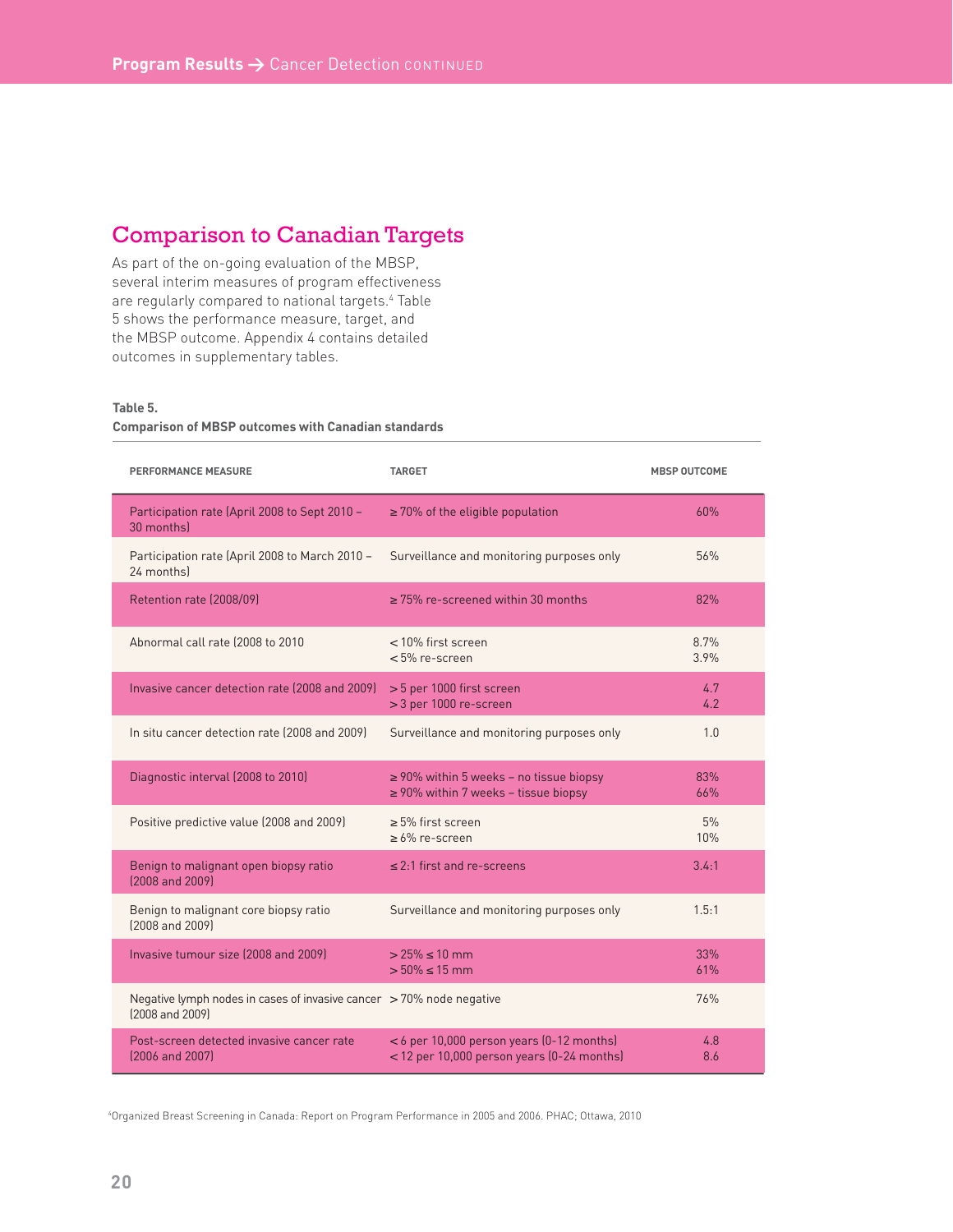## Comparison to Canadian Targets

As part of the on-going evaluation of the MBSP, several interim measures of program effectiveness are regularly compared to national targets.[4] Table 5 shows the performance measure, target, and the MBSP outcome. Appendix 4 contains detailed outcomes in supplementary tables.

**Table 5.**
**Comparison of MBSP outcomes with Canadian standards**

| PERFORMANCE MEASURE | TARGET | MBSP OUTCOME |
|---|---|---|
| Participation rate (April 2008 to Sept 2010 – 30 months) | ≥ 70% of the eligible population | 60% |
| Participation rate (April 2008 to March 2010 – 24 months) | Surveillance and monitoring purposes only | 56% |
| Retention rate (2008/09) | ≥ 75% re-screened within 30 months | 82% |
| Abnormal call rate (2008 to 2010 | < 10% first screen<br>< 5% re-screen | 8.7%<br>3.9% |
| Invasive cancer detection rate (2008 and 2009) | > 5 per 1000 first screen<br>> 3 per 1000 re-screen | 4.7<br>4.2 |
| In situ cancer detection rate (2008 and 2009) | Surveillance and monitoring purposes only | 1.0 |
| Diagnostic interval (2008 to 2010) | ≥ 90% within 5 weeks – no tissue biopsy<br>≥ 90% within 7 weeks – tissue biopsy | 83%<br>66% |
| Positive predictive value (2008 and 2009) | ≥ 5% first screen<br>≥ 6% re-screen | 5%<br>10% |
| Benign to malignant open biopsy ratio (2008 and 2009) | ≤ 2:1 first and re-screens | 3.4:1 |
| Benign to malignant core biopsy ratio (2008 and 2009) | Surveillance and monitoring purposes only | 1.5:1 |
| Invasive tumour size (2008 and 2009) | > 25% ≤ 10 mm<br>> 50% ≤ 15 mm | 33%<br>61% |
| Negative lymph nodes in cases of invasive cancer (2008 and 2009) | > 70% node negative | 76% |
| Post-screen detected invasive cancer rate (2006 and 2007) | < 6 per 10,000 person years (0-12 months)<br>< 12 per 10,000 person years (0-24 months) | 4.8<br>8.6 |

[4] Organized Breast Screening in Canada: Report on Program Performance in 2005 and 2006. PHAC; Ottawa, 2010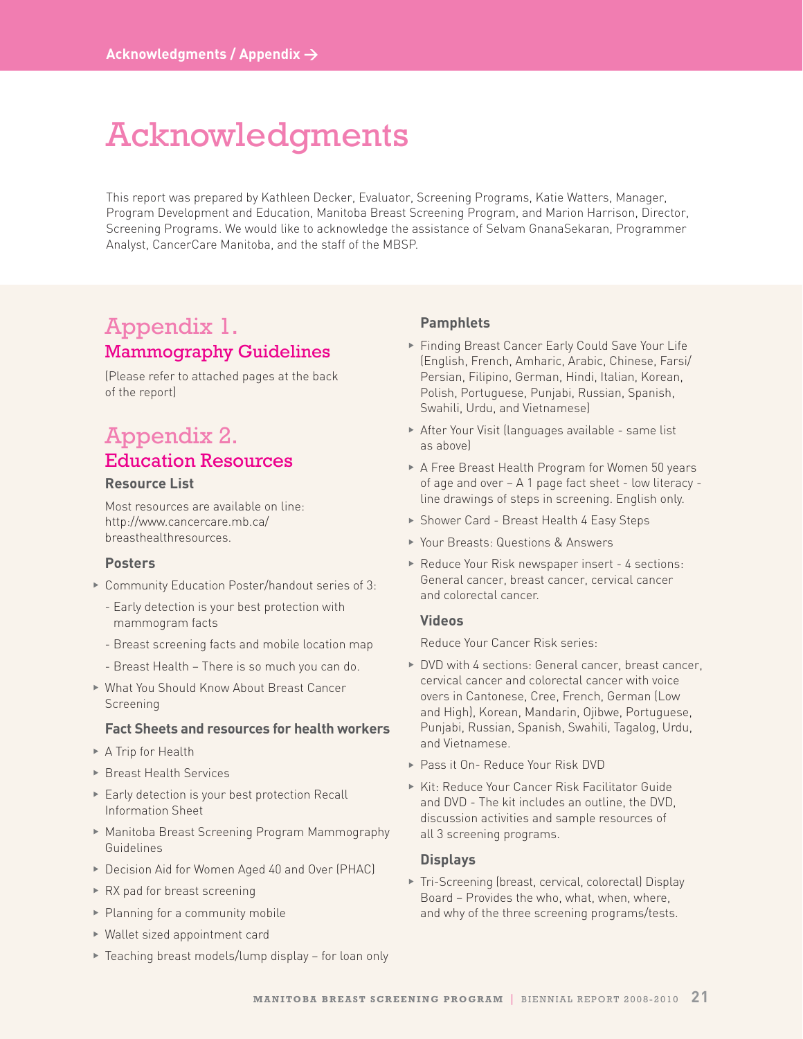# Acknowledgments

This report was prepared by Kathleen Decker, Evaluator, Screening Programs, Katie Watters, Manager, Program Development and Education, Manitoba Breast Screening Program, and Marion Harrison, Director, Screening Programs. We would like to acknowledge the assistance of Selvam GnanaSekaran, Programmer Analyst, CancerCare Manitoba, and the staff of the MBSP.

## Appendix 1.
## Mammography Guidelines

(Please refer to attached pages at the back of the report)

## Appendix 2.
## Education Resources

### Resource List

Most resources are available on line: http://www.cancercare.mb.ca/breasthealthresources.

#### Posters

- Community Education Poster/handout series of 3:
  - Early detection is your best protection with mammogram facts
  - Breast screening facts and mobile location map
  - Breast Health – There is so much you can do.
- What You Should Know About Breast Cancer Screening

#### Fact Sheets and resources for health workers

- A Trip for Health
- Breast Health Services
- Early detection is your best protection Recall Information Sheet
- Manitoba Breast Screening Program Mammography Guidelines
- Decision Aid for Women Aged 40 and Over (PHAC)
- RX pad for breast screening
- Planning for a community mobile
- Wallet sized appointment card
- Teaching breast models/lump display – for loan only

#### Pamphlets

- Finding Breast Cancer Early Could Save Your Life (English, French, Amharic, Arabic, Chinese, Farsi/Persian, Filipino, German, Hindi, Italian, Korean, Polish, Portuguese, Punjabi, Russian, Spanish, Swahili, Urdu, and Vietnamese)
- After Your Visit (languages available - same list as above)
- A Free Breast Health Program for Women 50 years of age and over – A 1 page fact sheet - low literacy - line drawings of steps in screening. English only.
- Shower Card - Breast Health 4 Easy Steps
- Your Breasts: Questions & Answers
- Reduce Your Risk newspaper insert - 4 sections: General cancer, breast cancer, cervical cancer and colorectal cancer.

#### Videos

Reduce Your Cancer Risk series:

- DVD with 4 sections: General cancer, breast cancer, cervical cancer and colorectal cancer with voice overs in Cantonese, Cree, French, German (Low and High), Korean, Mandarin, Ojibwe, Portuguese, Punjabi, Russian, Spanish, Swahili, Tagalog, Urdu, and Vietnamese.
- Pass it On- Reduce Your Risk DVD
- Kit: Reduce Your Cancer Risk Facilitator Guide and DVD - The kit includes an outline, the DVD, discussion activities and sample resources of all 3 screening programs.

#### Displays

- Tri-Screening (breast, cervical, colorectal) Display Board – Provides the who, what, when, where, and why of the three screening programs/tests.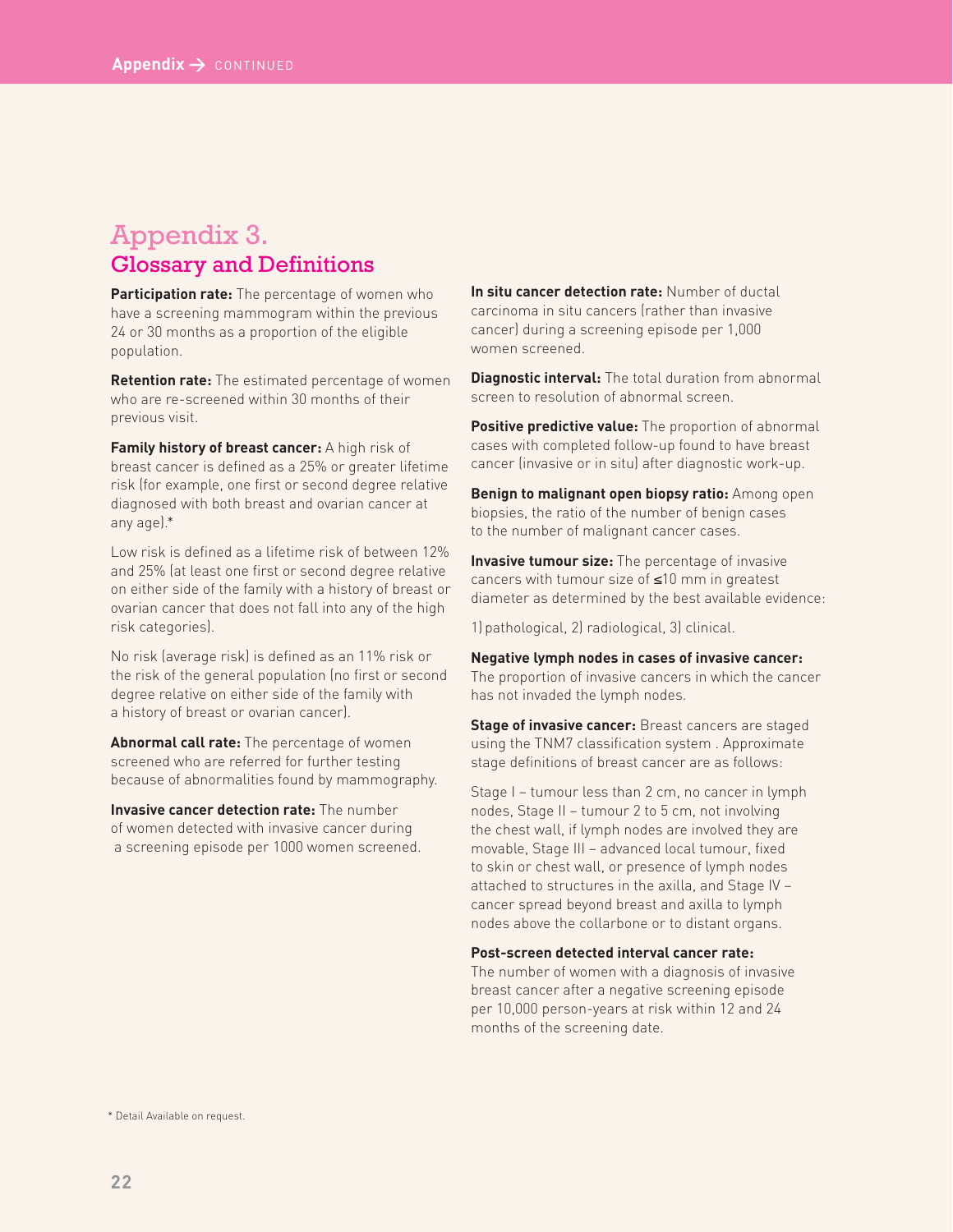# Appendix 3.
## Glossary and Definitions

**Participation rate:** The percentage of women who have a screening mammogram within the previous 24 or 30 months as a proportion of the eligible population.

**Retention rate:** The estimated percentage of women who are re-screened within 30 months of their previous visit.

**Family history of breast cancer:** A high risk of breast cancer is defined as a 25% or greater lifetime risk (for example, one first or second degree relative diagnosed with both breast and ovarian cancer at any age).*

Low risk is defined as a lifetime risk of between 12% and 25% (at least one first or second degree relative on either side of the family with a history of breast or ovarian cancer that does not fall into any of the high risk categories).

No risk (average risk) is defined as an 11% risk or the risk of the general population (no first or second degree relative on either side of the family with a history of breast or ovarian cancer).

**Abnormal call rate:** The percentage of women screened who are referred for further testing because of abnormalities found by mammography.

**Invasive cancer detection rate:** The number of women detected with invasive cancer during a screening episode per 1000 women screened.

**In situ cancer detection rate:** Number of ductal carcinoma in situ cancers (rather than invasive cancer) during a screening episode per 1,000 women screened.

**Diagnostic interval:** The total duration from abnormal screen to resolution of abnormal screen.

**Positive predictive value:** The proportion of abnormal cases with completed follow-up found to have breast cancer (invasive or in situ) after diagnostic work-up.

**Benign to malignant open biopsy ratio:** Among open biopsies, the ratio of the number of benign cases to the number of malignant cancer cases.

**Invasive tumour size:** The percentage of invasive cancers with tumour size of ≤10 mm in greatest diameter as determined by the best available evidence:

1) pathological, 2) radiological, 3) clinical.

**Negative lymph nodes in cases of invasive cancer:** The proportion of invasive cancers in which the cancer has not invaded the lymph nodes.

**Stage of invasive cancer:** Breast cancers are staged using the TNM7 classification system . Approximate stage definitions of breast cancer are as follows:

Stage I – tumour less than 2 cm, no cancer in lymph nodes, Stage II – tumour 2 to 5 cm, not involving the chest wall, if lymph nodes are involved they are movable, Stage III – advanced local tumour, fixed to skin or chest wall, or presence of lymph nodes attached to structures in the axilla, and Stage IV – cancer spread beyond breast and axilla to lymph nodes above the collarbone or to distant organs.

**Post-screen detected interval cancer rate:** The number of women with a diagnosis of invasive breast cancer after a negative screening episode per 10,000 person-years at risk within 12 and 24 months of the screening date.

* Detail Available on request.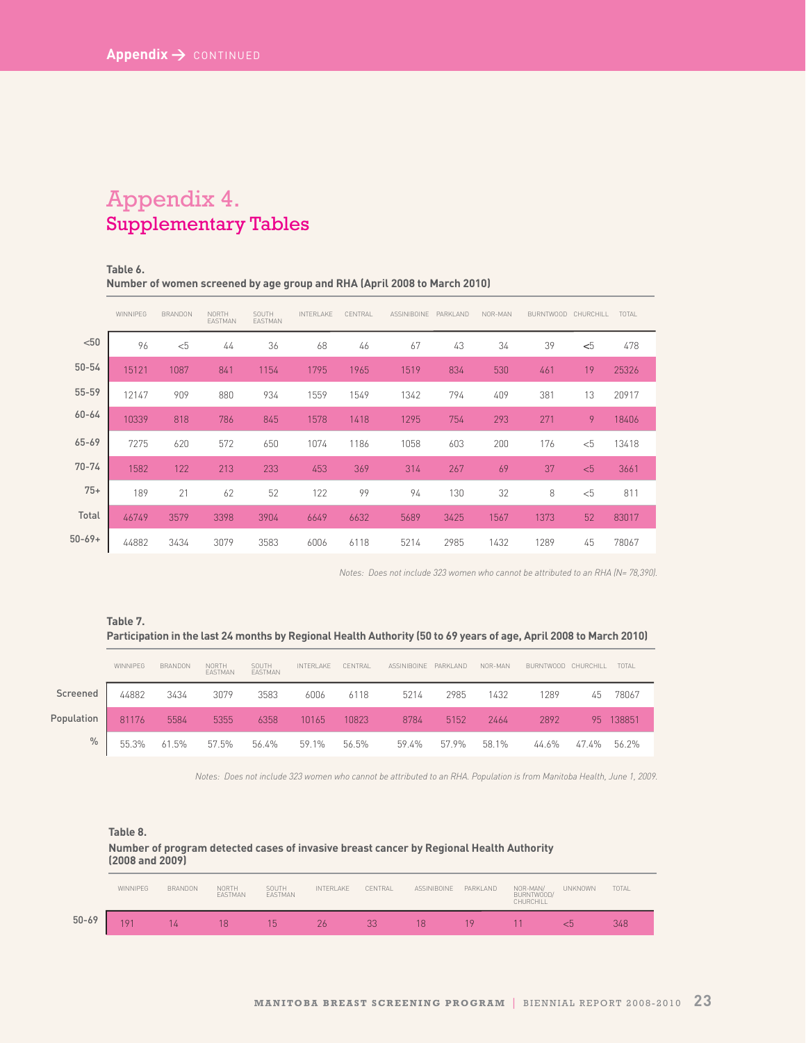# Appendix 4.
## Supplementary Tables

**Table 6.**
**Number of women screened by age group and RHA (April 2008 to March 2010)**

| | WINNIPEG | BRANDON | NORTH EASTMAN | SOUTH EASTMAN | INTERLAKE | CENTRAL | ASSINIBOINE | PARKLAND | NOR-MAN | BURNTWOOD | CHURCHILL | TOTAL |
|---|---|---|---|---|---|---|---|---|---|---|---|---|
| <50 | 96 | <5 | 44 | 36 | 68 | 46 | 67 | 43 | 34 | 39 | <5 | 478 |
| 50-54 | 15121 | 1087 | 841 | 1154 | 1795 | 1965 | 1519 | 834 | 530 | 461 | 19 | 25326 |
| 55-59 | 12147 | 909 | 880 | 934 | 1559 | 1549 | 1342 | 794 | 409 | 381 | 13 | 20917 |
| 60-64 | 10339 | 818 | 786 | 845 | 1578 | 1418 | 1295 | 754 | 293 | 271 | 9 | 18406 |
| 65-69 | 7275 | 620 | 572 | 650 | 1074 | 1186 | 1058 | 603 | 200 | 176 | <5 | 13418 |
| 70-74 | 1582 | 122 | 213 | 233 | 453 | 369 | 314 | 267 | 69 | 37 | <5 | 3661 |
| 75+ | 189 | 21 | 62 | 52 | 122 | 99 | 94 | 130 | 32 | 8 | <5 | 811 |
| Total | 46749 | 3579 | 3398 | 3904 | 6649 | 6632 | 5689 | 3425 | 1567 | 1373 | 52 | 83017 |
| 50-69+ | 44882 | 3434 | 3079 | 3583 | 6006 | 6118 | 5214 | 2985 | 1432 | 1289 | 45 | 78067 |

*Notes: Does not include 323 women who cannot be attributed to an RHA (N= 78,390).*

**Table 7.**
**Participation in the last 24 months by Regional Health Authority (50 to 69 years of age, April 2008 to March 2010)**

| | WINNIPEG | BRANDON | NORTH EASTMAN | SOUTH EASTMAN | INTERLAKE | CENTRAL | ASSINIBOINE | PARKLAND | NOR-MAN | BURNTWOOD | CHURCHILL | TOTAL |
|---|---|---|---|---|---|---|---|---|---|---|---|---|
| Screened | 44882 | 3434 | 3079 | 3583 | 6006 | 6118 | 5214 | 2985 | 1432 | 1289 | 45 | 78067 |
| Population | 81176 | 5584 | 5355 | 6358 | 10165 | 10823 | 8784 | 5152 | 2464 | 2892 | 95 | 138851 |
| % | 55.3% | 61.5% | 57.5% | 56.4% | 59.1% | 56.5% | 59.4% | 57.9% | 58.1% | 44.6% | 47.4% | 56.2% |

*Notes: Does not include 323 women who cannot be attributed to an RHA. Population is from Manitoba Health, June 1, 2009.*

**Table 8.**
**Number of program detected cases of invasive breast cancer by Regional Health Authority (2008 and 2009)**

| | WINNIPEG | BRANDON | NORTH EASTMAN | SOUTH EASTMAN | INTERLAKE | CENTRAL | ASSINIBOINE | PARKLAND | NOR-MAN/ BURNTWOOD/ CHURCHILL | UNKNOWN | TOTAL |
|---|---|---|---|---|---|---|---|---|---|---|---|
| 50-69 | 191 | 14 | 18 | 15 | 26 | 33 | 18 | 19 | 11 | <5 | 348 |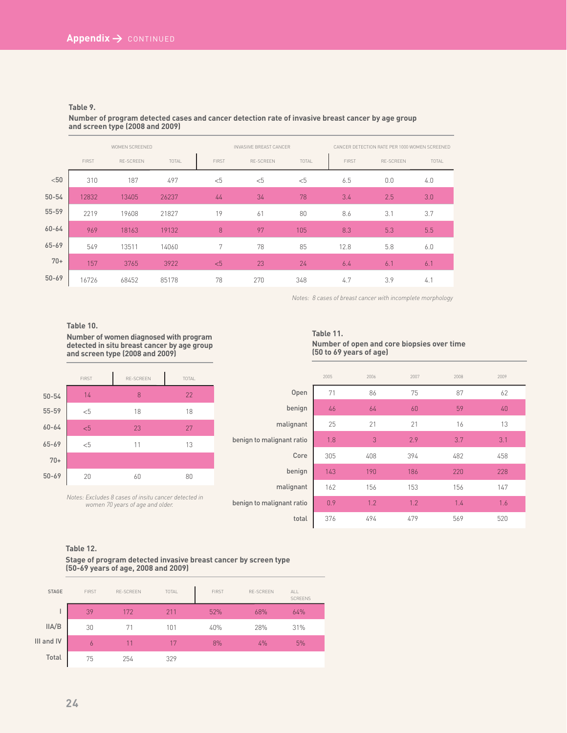## Appendix → CONTINUED

**Table 9.**

**Number of program detected cases and cancer detection rate of invasive breast cancer by age group and screen type (2008 and 2009)**

| | WOMEN SCREENED | | | INVASIVE BREAST CANCER | | | CANCER DETECTION RATE PER 1000 WOMEN SCREENED | | |
|---|---|---|---|---|---|---|---|---|---|
| | FIRST | RE-SCREEN | TOTAL | FIRST | RE-SCREEN | TOTAL | FIRST | RE-SCREEN | TOTAL |
| <50 | 310 | 187 | 497 | <5 | <5 | <5 | 6.5 | 0.0 | 4.0 |
| 50-54 | 12832 | 13405 | 26237 | 44 | 34 | 78 | 3.4 | 2.5 | 3.0 |
| 55-59 | 2219 | 19608 | 21827 | 19 | 61 | 80 | 8.6 | 3.1 | 3.7 |
| 60-64 | 969 | 18163 | 19132 | 8 | 97 | 105 | 8.3 | 5.3 | 5.5 |
| 65-69 | 549 | 13511 | 14060 | 7 | 78 | 85 | 12.8 | 5.8 | 6.0 |
| 70+ | 157 | 3765 | 3922 | <5 | 23 | 24 | 6.4 | 6.1 | 6.1 |
| 50-69 | 16726 | 68452 | 85178 | 78 | 270 | 348 | 4.7 | 3.9 | 4.1 |

*Notes: 8 cases of breast cancer with incomplete morphology*

**Table 10.**

**Number of women diagnosed with program detected in situ breast cancer by age group and screen type (2008 and 2009)**

| | FIRST | RE-SCREEN | TOTAL |
|---|---|---|---|
| 50-54 | 14 | 8 | 22 |
| 55-59 | <5 | 18 | 18 |
| 60-64 | <5 | 23 | 27 |
| 65-69 | <5 | 11 | 13 |
| 70+ | | | |
| 50-69 | 20 | 60 | 80 |

*Notes: Excludes 8 cases of insitu cancer detected in women 70 years of age and older.*

**Table 11.**

**Number of open and core biopsies over time (50 to 69 years of age)**

| | 2005 | 2006 | 2007 | 2008 | 2009 |
|---|---|---|---|---|---|
| Open | 71 | 86 | 75 | 87 | 62 |
| benign | 46 | 64 | 60 | 59 | 40 |
| malignant | 25 | 21 | 21 | 16 | 13 |
| benign to malignant ratio | 1.8 | 3 | 2.9 | 3.7 | 3.1 |
| Core | 305 | 408 | 394 | 482 | 458 |
| benign | 143 | 190 | 186 | 220 | 228 |
| malignant | 162 | 156 | 153 | 156 | 147 |
| benign to malignant ratio | 0.9 | 1.2 | 1.2 | 1.4 | 1.6 |
| total | 376 | 494 | 479 | 569 | 520 |

**Table 12.**

**Stage of program detected invasive breast cancer by screen type (50-69 years of age, 2008 and 2009)**

| STAGE | FIRST | RE-SCREEN | TOTAL | FIRST | RE-SCREEN | ALL SCREENS |
|---|---|---|---|---|---|---|
| I | 39 | 172 | 211 | 52% | 68% | 64% |
| IIA/B | 30 | 71 | 101 | 40% | 28% | 31% |
| III and IV | 6 | 11 | 17 | 8% | 4% | 5% |
| Total | 75 | 254 | 329 | | | |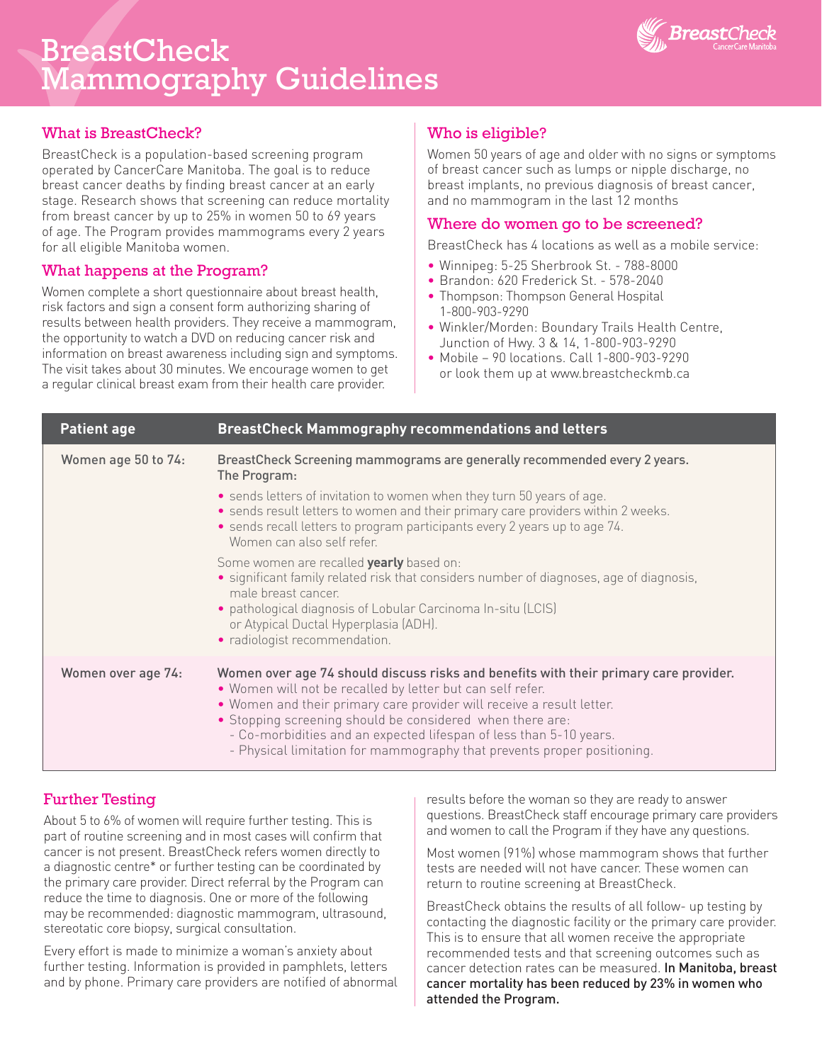# BreastCheck Mammography Guidelines

## What is BreastCheck?

BreastCheck is a population-based screening program operated by CancerCare Manitoba. The goal is to reduce breast cancer deaths by finding breast cancer at an early stage. Research shows that screening can reduce mortality from breast cancer by up to 25% in women 50 to 69 years of age. The Program provides mammograms every 2 years for all eligible Manitoba women.

## What happens at the Program?

Women complete a short questionnaire about breast health, risk factors and sign a consent form authorizing sharing of results between health providers. They receive a mammogram, the opportunity to watch a DVD on reducing cancer risk and information on breast awareness including sign and symptoms. The visit takes about 30 minutes. We encourage women to get a regular clinical breast exam from their health care provider.

## Who is eligible?

Women 50 years of age and older with no signs or symptoms of breast cancer such as lumps or nipple discharge, no breast implants, no previous diagnosis of breast cancer, and no mammogram in the last 12 months

## Where do women go to be screened?

BreastCheck has 4 locations as well as a mobile service:

- Winnipeg: 5-25 Sherbrook St. - 788-8000
- Brandon: 620 Frederick St. - 578-2040
- Thompson: Thompson General Hospital 1-800-903-9290
- Winkler/Morden: Boundary Trails Health Centre, Junction of Hwy. 3 & 14, 1-800-903-9290
- Mobile – 90 locations. Call 1-800-903-9290 or look them up at www.breastcheckmb.ca

| Patient age | BreastCheck Mammography recommendations and letters |
|---|---|
| Women age 50 to 74: | BreastCheck Screening mammograms are generally recommended every 2 years. The Program:<br>• sends letters of invitation to women when they turn 50 years of age.<br>• sends result letters to women and their primary care providers within 2 weeks.<br>• sends recall letters to program participants every 2 years up to age 74. Women can also self refer.<br>Some women are recalled **yearly** based on:<br>• significant family related risk that considers number of diagnoses, age of diagnosis, male breast cancer.<br>• pathological diagnosis of Lobular Carcinoma In-situ (LCIS) or Atypical Ductal Hyperplasia (ADH).<br>• radiologist recommendation. |
| Women over age 74: | Women over age 74 should discuss risks and benefits with their primary care provider.<br>• Women will not be recalled by letter but can self refer.<br>• Women and their primary care provider will receive a result letter.<br>• Stopping screening should be considered when there are:<br>- Co-morbidities and an expected lifespan of less than 5-10 years.<br>- Physical limitation for mammography that prevents proper positioning. |

## Further Testing

About 5 to 6% of women will require further testing. This is part of routine screening and in most cases will confirm that cancer is not present. BreastCheck refers women directly to a diagnostic centre* or further testing can be coordinated by the primary care provider. Direct referral by the Program can reduce the time to diagnosis. One or more of the following may be recommended: diagnostic mammogram, ultrasound, stereotatic core biopsy, surgical consultation.

Every effort is made to minimize a woman's anxiety about further testing. Information is provided in pamphlets, letters and by phone. Primary care providers are notified of abnormal results before the woman so they are ready to answer questions. BreastCheck staff encourage primary care providers and women to call the Program if they have any questions.

Most women (91%) whose mammogram shows that further tests are needed will not have cancer. These women can return to routine screening at BreastCheck.

BreastCheck obtains the results of all follow- up testing by contacting the diagnostic facility or the primary care provider. This is to ensure that all women receive the appropriate recommended tests and that screening outcomes such as cancer detection rates can be measured. **In Manitoba, breast cancer mortality has been reduced by 23% in women who attended the Program.**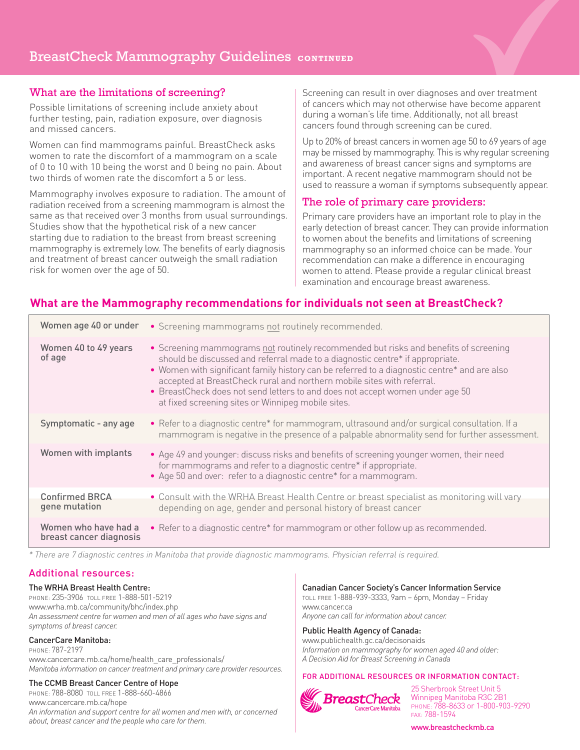# BreastCheck Mammography Guidelines CONTINUED

## What are the limitations of screening?

Possible limitations of screening include anxiety about further testing, pain, radiation exposure, over diagnosis and missed cancers.

Women can find mammograms painful. BreastCheck asks women to rate the discomfort of a mammogram on a scale of 0 to 10 with 10 being the worst and 0 being no pain. About two thirds of women rate the discomfort a 5 or less.

Mammography involves exposure to radiation. The amount of radiation received from a screening mammogram is almost the same as that received over 3 months from usual surroundings. Studies show that the hypothetical risk of a new cancer starting due to radiation to the breast from breast screening mammography is extremely low. The benefits of early diagnosis and treatment of breast cancer outweigh the small radiation risk for women over the age of 50.

Screening can result in over diagnoses and over treatment of cancers which may not otherwise have become apparent during a woman's life time. Additionally, not all breast cancers found through screening can be cured.

Up to 20% of breast cancers in women age 50 to 69 years of age may be missed by mammography. This is why regular screening and awareness of breast cancer signs and symptoms are important. A recent negative mammogram should not be used to reassure a woman if symptoms subsequently appear.

## The role of primary care providers:

Primary care providers have an important role to play in the early detection of breast cancer. They can provide information to women about the benefits and limitations of screening mammography so an informed choice can be made. Your recommendation can make a difference in encouraging women to attend. Please provide a regular clinical breast examination and encourage breast awareness.

## What are the Mammography recommendations for individuals not seen at BreastCheck?

| | |
|---|---|
| Women age 40 or under | • Screening mammograms not routinely recommended. |
| Women 40 to 49 years of age | • Screening mammograms not routinely recommended but risks and benefits of screening should be discussed and referral made to a diagnostic centre* if appropriate.<br>• Women with significant family history can be referred to a diagnostic centre* and are also accepted at BreastCheck rural and northern mobile sites with referral.<br>• BreastCheck does not send letters to and does not accept women under age 50 at fixed screening sites or Winnipeg mobile sites. |
| Symptomatic - any age | • Refer to a diagnostic centre* for mammogram, ultrasound and/or surgical consultation. If a mammogram is negative in the presence of a palpable abnormality send for further assessment. |
| Women with implants | • Age 49 and younger: discuss risks and benefits of screening younger women, their need for mammograms and refer to a diagnostic centre* if appropriate.<br>• Age 50 and over: refer to a diagnostic centre* for a mammogram. |
| Confirmed BRCA gene mutation | • Consult with the WRHA Breast Health Centre or breast specialist as monitoring will vary depending on age, gender and personal history of breast cancer |
| Women who have had a breast cancer diagnosis | • Refer to a diagnostic centre* for mammogram or other follow up as recommended. |

*\* There are 7 diagnostic centres in Manitoba that provide diagnostic mammograms. Physician referral is required.*

## Additional resources:

**The WRHA Breast Health Centre:**
PHONE: 235-3906 TOLL FREE 1-888-501-5219
www.wrha.mb.ca/community/bhc/index.php
*An assessment centre for women and men of all ages who have signs and symptoms of breast cancer.*

**CancerCare Manitoba:**
PHONE: 787-2197
www.cancercare.mb.ca/home/health_care_professionals/
*Manitoba information on cancer treatment and primary care provider resources.*

**The CCMB Breast Cancer Centre of Hope**
PHONE: 788-8080 TOLL FREE 1-888-660-4866
www.cancercare.mb.ca/hope
*An information and support centre for all women and men with, or concerned about, breast cancer and the people who care for them.*

**Canadian Cancer Society's Cancer Information Service**
TOLL FREE 1-888-939-3333, 9am – 6pm, Monday – Friday
www.cancer.ca
*Anyone can call for information about cancer.*

**Public Health Agency of Canada:**
www.publichealth.gc.ca/decisonaids
*Information on mammography for women aged 40 and older: A Decision Aid for Breast Screening in Canada*

**FOR ADDITIONAL RESOURCES OR INFORMATION CONTACT:**

BreastCheck CancerCare Manitoba
25 Sherbrook Street Unit 5
Winnipeg Manitoba R3C 2B1
PHONE: 788-8633 or 1-800-903-9290
FAX: 788-1594
www.breastcheckmb.ca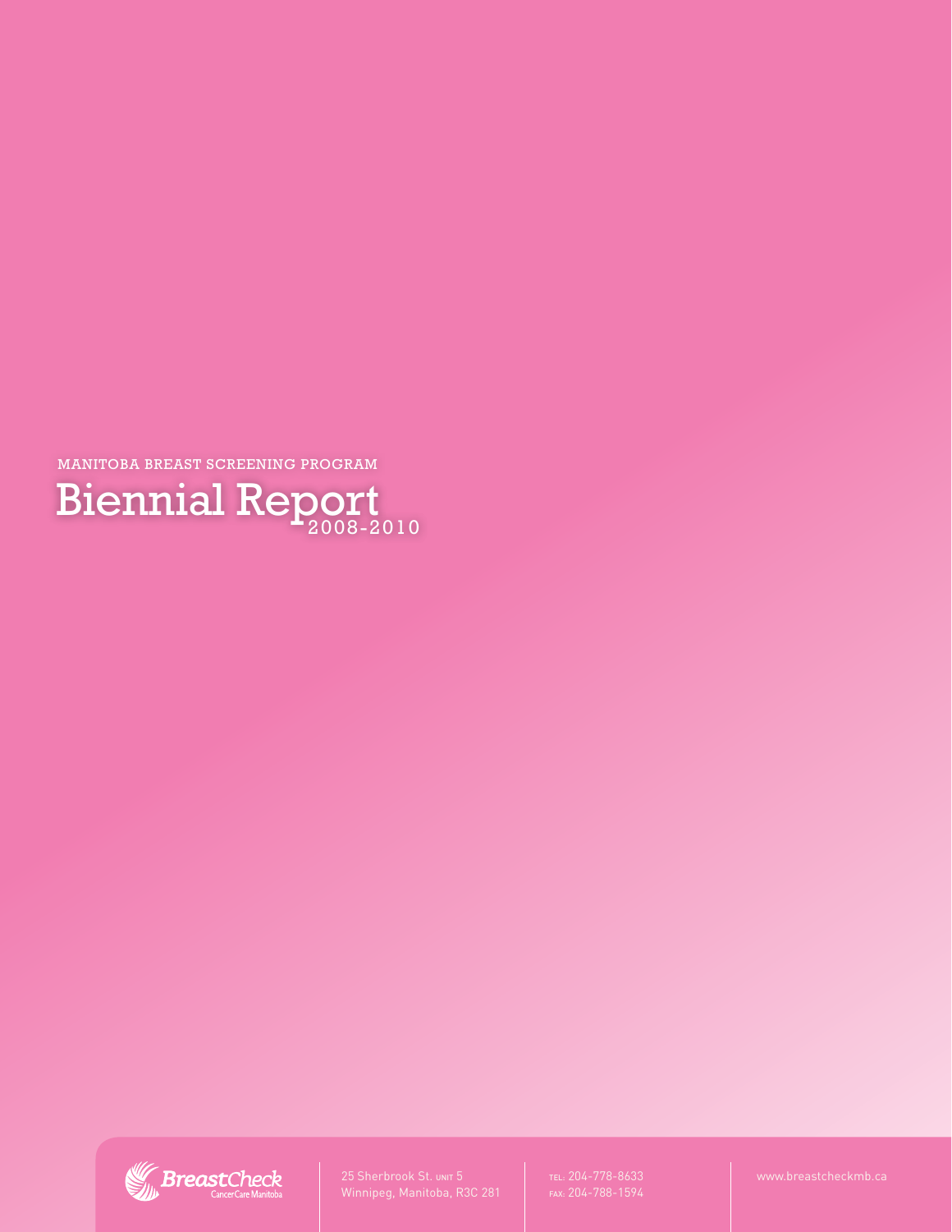MANITOBA BREAST SCREENING PROGRAM

# Biennial Report 2008-2010

BreastCheck
CancerCare Manitoba

25 Sherbrook St. UNIT 5
Winnipeg, Manitoba, R3C 2B1

TEL: 204-778-8633
FAX: 204-788-1594

www.breastcheckmb.ca